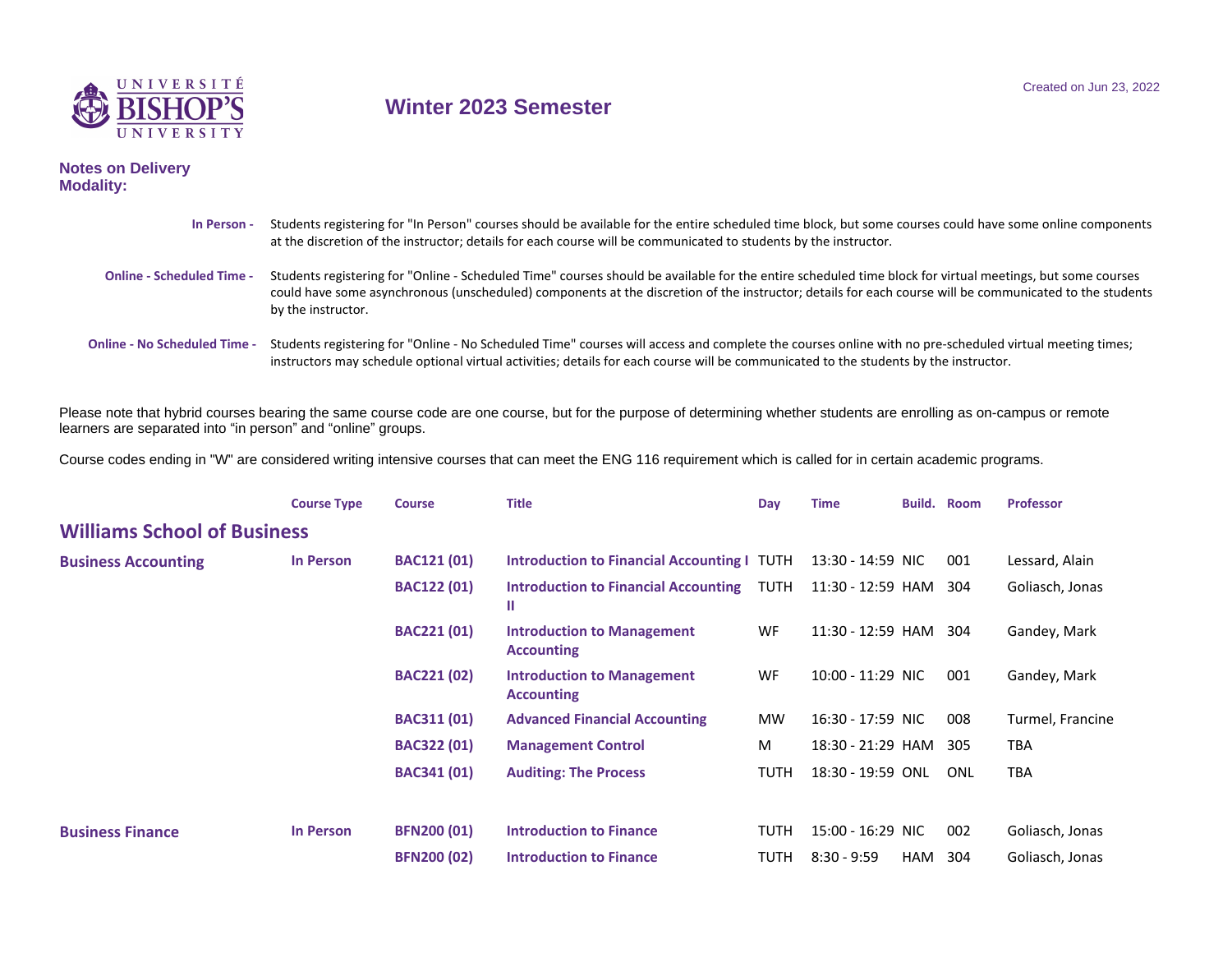# Winter 2023 Semester

Created on Jun 23, 2022

**Notes on Delivery Modality:**

**In Person -** Students registering for "In Person" courses should be available for the entire scheduled time block, but some courses could have some online components at the discretion of the instructor; details for each course will be communicated to students by the instructor.

**Online - Scheduled Time -** Students registering for "Online - Scheduled Time" courses should be available for the entire scheduled time block for virtual meetings, but some courses could have some asynchronous (unscheduled) components at the discretion of the instructor; details for each course will be communicated to the students by the instructor.

**Online - No Scheduled Time -** Students registering for "Online - No Scheduled Time" courses will access and complete the courses online with no pre-scheduled virtual meeting times; instructors may schedule optional virtual activities; details for each course will be communicated to the students by the instructor.

Please note that hybrid courses bearing the same course code are one course, but for the purpose of determining whether students are enrolling as on-campus or remote learners are separated into "in person" and "online" groups.

Course codes ending in "W" are considered writing intensive courses that can meet the ENG 116 requirement which is called for in certain academic programs.

## Williams School of Business

| | Course Type | Course | Title | Day | Time | Build. | Room | Professor |
|---|---|---|---|---|---|---|---|---|
| **Business Accounting** | In Person | BAC121 (01) | Introduction to Financial Accounting I | TUTH | 13:30 - 14:59 | NIC | 001 | Lessard, Alain |
| | | BAC122 (01) | Introduction to Financial Accounting II | TUTH | 11:30 - 12:59 | HAM | 304 | Goliasch, Jonas |
| | | BAC221 (01) | Introduction to Management Accounting | WF | 11:30 - 12:59 | HAM | 304 | Gandey, Mark |
| | | BAC221 (02) | Introduction to Management Accounting | WF | 10:00 - 11:29 | NIC | 001 | Gandey, Mark |
| | | BAC311 (01) | Advanced Financial Accounting | MW | 16:30 - 17:59 | NIC | 008 | Turmel, Francine |
| | | BAC322 (01) | Management Control | M | 18:30 - 21:29 | HAM | 305 | TBA |
| | | BAC341 (01) | Auditing: The Process | TUTH | 18:30 - 19:59 | ONL | ONL | TBA |
| **Business Finance** | In Person | BFN200 (01) | Introduction to Finance | TUTH | 15:00 - 16:29 | NIC | 002 | Goliasch, Jonas |
| | | BFN200 (02) | Introduction to Finance | TUTH | 8:30 - 9:59 | HAM | 304 | Goliasch, Jonas |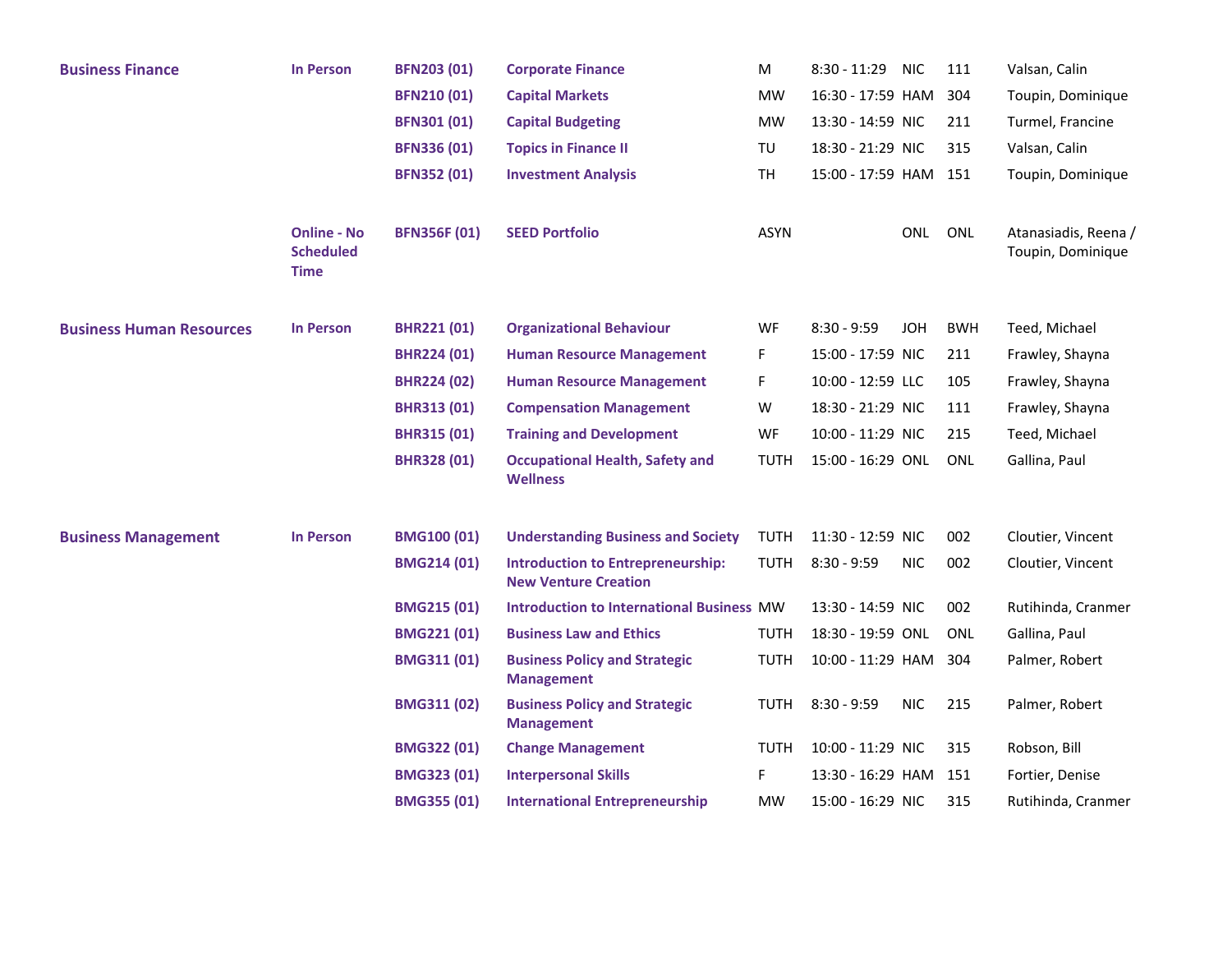| Department | Delivery | Course | Title | Days | Time | Building | Room | Instructor |
|---|---|---|---|---|---|---|---|---|
| **Business Finance** | **In Person** | **BFN203 (01)** | **Corporate Finance** | M | 8:30 - 11:29 | NIC | 111 | Valsan, Calin |
| | | **BFN210 (01)** | **Capital Markets** | MW | 16:30 - 17:59 | HAM | 304 | Toupin, Dominique |
| | | **BFN301 (01)** | **Capital Budgeting** | MW | 13:30 - 14:59 | NIC | 211 | Turmel, Francine |
| | | **BFN336 (01)** | **Topics in Finance II** | TU | 18:30 - 21:29 | NIC | 315 | Valsan, Calin |
| | | **BFN352 (01)** | **Investment Analysis** | TH | 15:00 - 17:59 | HAM | 151 | Toupin, Dominique |
| | **Online - No Scheduled Time** | **BFN356F (01)** | **SEED Portfolio** | ASYN | | ONL | ONL | Atanasiadis, Reena / Toupin, Dominique |
| **Business Human Resources** | **In Person** | **BHR221 (01)** | **Organizational Behaviour** | WF | 8:30 - 9:59 | JOH | BWH | Teed, Michael |
| | | **BHR224 (01)** | **Human Resource Management** | F | 15:00 - 17:59 | NIC | 211 | Frawley, Shayna |
| | | **BHR224 (02)** | **Human Resource Management** | F | 10:00 - 12:59 | LLC | 105 | Frawley, Shayna |
| | | **BHR313 (01)** | **Compensation Management** | W | 18:30 - 21:29 | NIC | 111 | Frawley, Shayna |
| | | **BHR315 (01)** | **Training and Development** | WF | 10:00 - 11:29 | NIC | 215 | Teed, Michael |
| | | **BHR328 (01)** | **Occupational Health, Safety and Wellness** | TUTH | 15:00 - 16:29 | ONL | ONL | Gallina, Paul |
| **Business Management** | **In Person** | **BMG100 (01)** | **Understanding Business and Society** | TUTH | 11:30 - 12:59 | NIC | 002 | Cloutier, Vincent |
| | | **BMG214 (01)** | **Introduction to Entrepreneurship: New Venture Creation** | TUTH | 8:30 - 9:59 | NIC | 002 | Cloutier, Vincent |
| | | **BMG215 (01)** | **Introduction to International Business** | MW | 13:30 - 14:59 | NIC | 002 | Rutihinda, Cranmer |
| | | **BMG221 (01)** | **Business Law and Ethics** | TUTH | 18:30 - 19:59 | ONL | ONL | Gallina, Paul |
| | | **BMG311 (01)** | **Business Policy and Strategic Management** | TUTH | 10:00 - 11:29 | HAM | 304 | Palmer, Robert |
| | | **BMG311 (02)** | **Business Policy and Strategic Management** | TUTH | 8:30 - 9:59 | NIC | 215 | Palmer, Robert |
| | | **BMG322 (01)** | **Change Management** | TUTH | 10:00 - 11:29 | NIC | 315 | Robson, Bill |
| | | **BMG323 (01)** | **Interpersonal Skills** | F | 13:30 - 16:29 | HAM | 151 | Fortier, Denise |
| | | **BMG355 (01)** | **International Entrepreneurship** | MW | 15:00 - 16:29 | NIC | 315 | Rutihinda, Cranmer |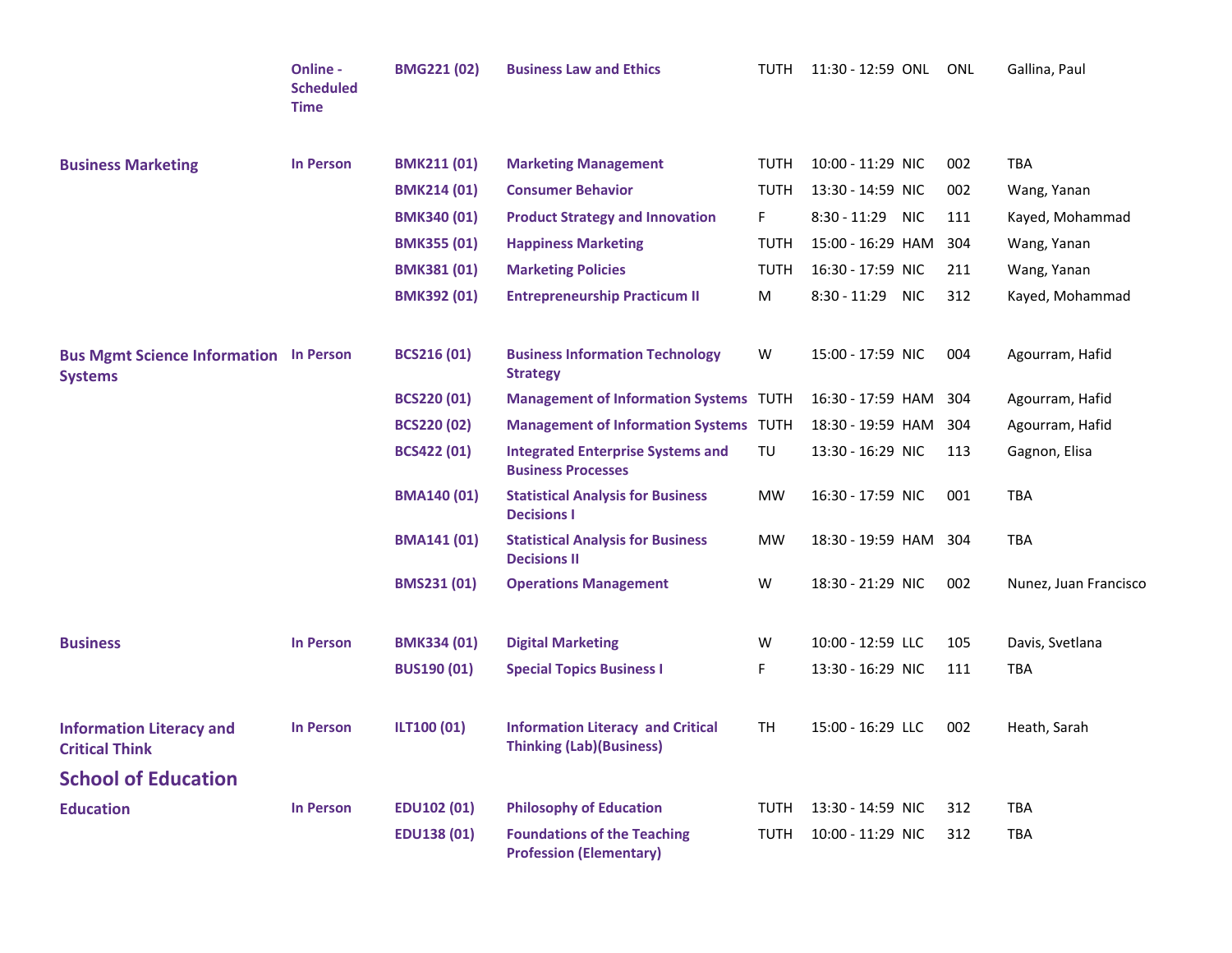| Subject | Mode | Course | Title | Days | Time | Bldg | Room | Instructor |
|---|---|---|---|---|---|---|---|---|
| | Online - Scheduled Time | BMG221 (02) | Business Law and Ethics | TUTH | 11:30 - 12:59 | ONL | ONL | Gallina, Paul |
| Business Marketing | In Person | BMK211 (01) | Marketing Management | TUTH | 10:00 - 11:29 | NIC | 002 | TBA |
| | | BMK214 (01) | Consumer Behavior | TUTH | 13:30 - 14:59 | NIC | 002 | Wang, Yanan |
| | | BMK340 (01) | Product Strategy and Innovation | F | 8:30 - 11:29 | NIC | 111 | Kayed, Mohammad |
| | | BMK355 (01) | Happiness Marketing | TUTH | 15:00 - 16:29 | HAM | 304 | Wang, Yanan |
| | | BMK381 (01) | Marketing Policies | TUTH | 16:30 - 17:59 | NIC | 211 | Wang, Yanan |
| | | BMK392 (01) | Entrepreneurship Practicum II | M | 8:30 - 11:29 | NIC | 312 | Kayed, Mohammad |
| Bus Mgmt Science Information Systems | In Person | BCS216 (01) | Business Information Technology Strategy | W | 15:00 - 17:59 | NIC | 004 | Agourram, Hafid |
| | | BCS220 (01) | Management of Information Systems | TUTH | 16:30 - 17:59 | HAM | 304 | Agourram, Hafid |
| | | BCS220 (02) | Management of Information Systems | TUTH | 18:30 - 19:59 | HAM | 304 | Agourram, Hafid |
| | | BCS422 (01) | Integrated Enterprise Systems and Business Processes | TU | 13:30 - 16:29 | NIC | 113 | Gagnon, Elisa |
| | | BMA140 (01) | Statistical Analysis for Business Decisions I | MW | 16:30 - 17:59 | NIC | 001 | TBA |
| | | BMA141 (01) | Statistical Analysis for Business Decisions II | MW | 18:30 - 19:59 | HAM | 304 | TBA |
| | | BMS231 (01) | Operations Management | W | 18:30 - 21:29 | NIC | 002 | Nunez, Juan Francisco |
| Business | In Person | BMK334 (01) | Digital Marketing | W | 10:00 - 12:59 | LLC | 105 | Davis, Svetlana |
| | | BUS190 (01) | Special Topics Business I | F | 13:30 - 16:29 | NIC | 111 | TBA |
| Information Literacy and Critical Think | In Person | ILT100 (01) | Information Literacy and Critical Thinking (Lab)(Business) | TH | 15:00 - 16:29 | LLC | 002 | Heath, Sarah |

## School of Education

| Subject | Mode | Course | Title | Days | Time | Bldg | Room | Instructor |
|---|---|---|---|---|---|---|---|---|
| Education | In Person | EDU102 (01) | Philosophy of Education | TUTH | 13:30 - 14:59 | NIC | 312 | TBA |
| | | EDU138 (01) | Foundations of the Teaching Profession (Elementary) | TUTH | 10:00 - 11:29 | NIC | 312 | TBA |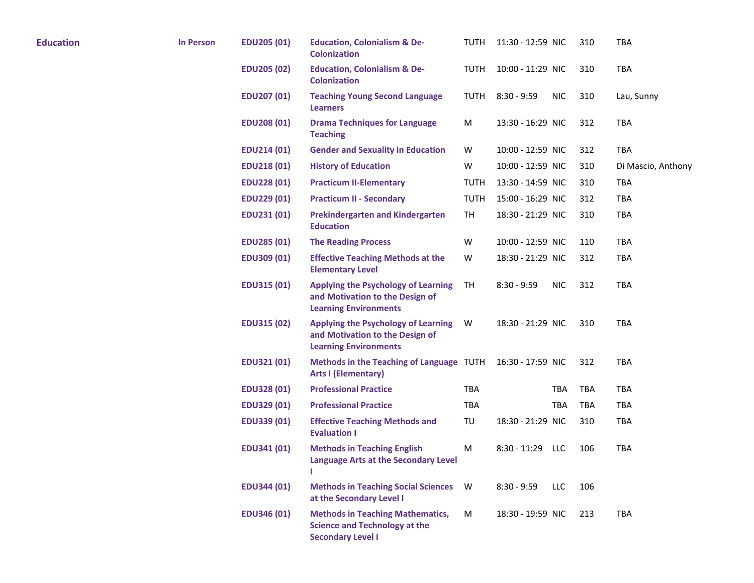| | | | | | | | | |
|---|---|---|---|---|---|---|---|---|
| **Education** | **In Person** | **EDU205 (01)** | **Education, Colonialism & De-Colonization** | TUTH | 11:30 - 12:59 | NIC | 310 | TBA |
| | | **EDU205 (02)** | **Education, Colonialism & De-Colonization** | TUTH | 10:00 - 11:29 | NIC | 310 | TBA |
| | | **EDU207 (01)** | **Teaching Young Second Language Learners** | TUTH | 8:30 - 9:59 | NIC | 310 | Lau, Sunny |
| | | **EDU208 (01)** | **Drama Techniques for Language Teaching** | M | 13:30 - 16:29 | NIC | 312 | TBA |
| | | **EDU214 (01)** | **Gender and Sexuality in Education** | W | 10:00 - 12:59 | NIC | 312 | TBA |
| | | **EDU218 (01)** | **History of Education** | W | 10:00 - 12:59 | NIC | 310 | Di Mascio, Anthony |
| | | **EDU228 (01)** | **Practicum II-Elementary** | TUTH | 13:30 - 14:59 | NIC | 310 | TBA |
| | | **EDU229 (01)** | **Practicum II - Secondary** | TUTH | 15:00 - 16:29 | NIC | 312 | TBA |
| | | **EDU231 (01)** | **Prekindergarten and Kindergarten Education** | TH | 18:30 - 21:29 | NIC | 310 | TBA |
| | | **EDU285 (01)** | **The Reading Process** | W | 10:00 - 12:59 | NIC | 110 | TBA |
| | | **EDU309 (01)** | **Effective Teaching Methods at the Elementary Level** | W | 18:30 - 21:29 | NIC | 312 | TBA |
| | | **EDU315 (01)** | **Applying the Psychology of Learning and Motivation to the Design of Learning Environments** | TH | 8:30 - 9:59 | NIC | 312 | TBA |
| | | **EDU315 (02)** | **Applying the Psychology of Learning and Motivation to the Design of Learning Environments** | W | 18:30 - 21:29 | NIC | 310 | TBA |
| | | **EDU321 (01)** | **Methods in the Teaching of Language Arts I (Elementary)** | TUTH | 16:30 - 17:59 | NIC | 312 | TBA |
| | | **EDU328 (01)** | **Professional Practice** | TBA | | TBA | TBA | TBA |
| | | **EDU329 (01)** | **Professional Practice** | TBA | | TBA | TBA | TBA |
| | | **EDU339 (01)** | **Effective Teaching Methods and Evaluation I** | TU | 18:30 - 21:29 | NIC | 310 | TBA |
| | | **EDU341 (01)** | **Methods in Teaching English Language Arts at the Secondary Level I** | M | 8:30 - 11:29 | LLC | 106 | TBA |
| | | **EDU344 (01)** | **Methods in Teaching Social Sciences at the Secondary Level I** | W | 8:30 - 9:59 | LLC | 106 | |
| | | **EDU346 (01)** | **Methods in Teaching Mathematics, Science and Technology at the Secondary Level I** | M | 18:30 - 19:59 | NIC | 213 | TBA |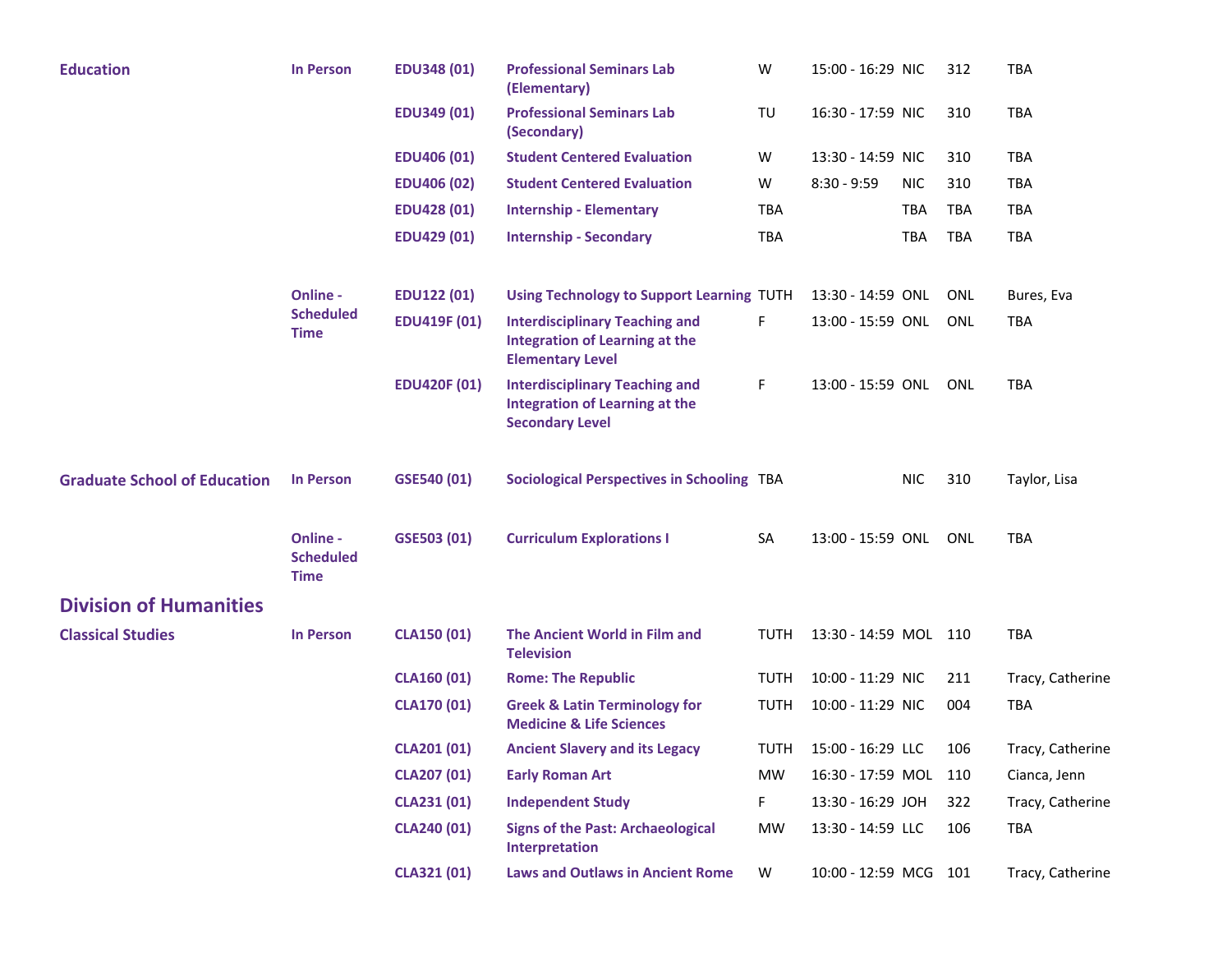| | | | | | | | | |
|---|---|---|---|---|---|---|---|---|
| **Education** | **In Person** | **EDU348 (01)** | **Professional Seminars Lab (Elementary)** | W | 15:00 - 16:29 | NIC | 312 | TBA |
| | | **EDU349 (01)** | **Professional Seminars Lab (Secondary)** | TU | 16:30 - 17:59 | NIC | 310 | TBA |
| | | **EDU406 (01)** | **Student Centered Evaluation** | W | 13:30 - 14:59 | NIC | 310 | TBA |
| | | **EDU406 (02)** | **Student Centered Evaluation** | W | 8:30 - 9:59 | NIC | 310 | TBA |
| | | **EDU428 (01)** | **Internship - Elementary** | TBA | | TBA | TBA | TBA |
| | | **EDU429 (01)** | **Internship - Secondary** | TBA | | TBA | TBA | TBA |
| | **Online - Scheduled Time** | **EDU122 (01)** | **Using Technology to Support Learning** | TUTH | 13:30 - 14:59 | ONL | ONL | Bures, Eva |
| | | **EDU419F (01)** | **Interdisciplinary Teaching and Integration of Learning at the Elementary Level** | F | 13:00 - 15:59 | ONL | ONL | TBA |
| | | **EDU420F (01)** | **Interdisciplinary Teaching and Integration of Learning at the Secondary Level** | F | 13:00 - 15:59 | ONL | ONL | TBA |
| **Graduate School of Education** | **In Person** | **GSE540 (01)** | **Sociological Perspectives in Schooling** | TBA | | NIC | 310 | Taylor, Lisa |
| | **Online - Scheduled Time** | **GSE503 (01)** | **Curriculum Explorations I** | SA | 13:00 - 15:59 | ONL | ONL | TBA |

## Division of Humanities

| | | | | | | | | |
|---|---|---|---|---|---|---|---|---|
| **Classical Studies** | **In Person** | **CLA150 (01)** | **The Ancient World in Film and Television** | TUTH | 13:30 - 14:59 | MOL | 110 | TBA |
| | | **CLA160 (01)** | **Rome: The Republic** | TUTH | 10:00 - 11:29 | NIC | 211 | Tracy, Catherine |
| | | **CLA170 (01)** | **Greek & Latin Terminology for Medicine & Life Sciences** | TUTH | 10:00 - 11:29 | NIC | 004 | TBA |
| | | **CLA201 (01)** | **Ancient Slavery and its Legacy** | TUTH | 15:00 - 16:29 | LLC | 106 | Tracy, Catherine |
| | | **CLA207 (01)** | **Early Roman Art** | MW | 16:30 - 17:59 | MOL | 110 | Cianca, Jenn |
| | | **CLA231 (01)** | **Independent Study** | F | 13:30 - 16:29 | JOH | 322 | Tracy, Catherine |
| | | **CLA240 (01)** | **Signs of the Past: Archaeological Interpretation** | MW | 13:30 - 14:59 | LLC | 106 | TBA |
| | | **CLA321 (01)** | **Laws and Outlaws in Ancient Rome** | W | 10:00 - 12:59 | MCG | 101 | Tracy, Catherine |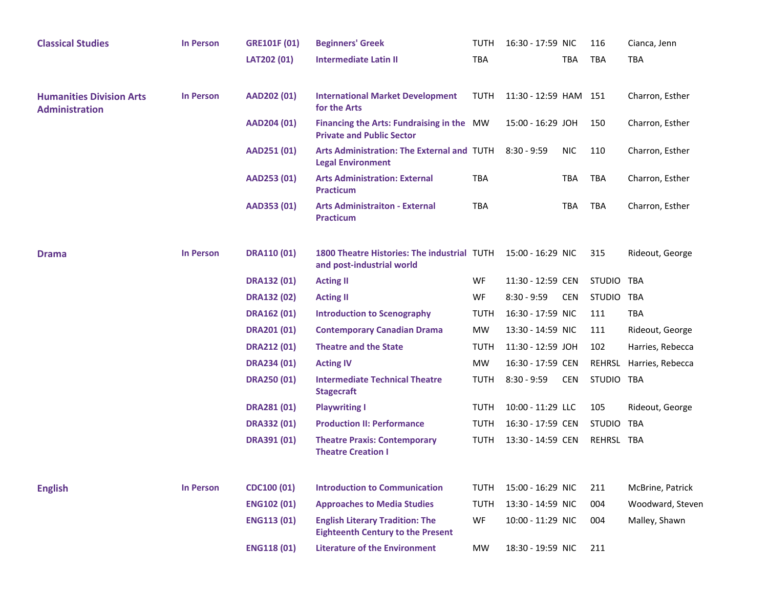| | | | | | | | | |
|---|---|---|---|---|---|---|---|---|
| **Classical Studies** | **In Person** | **GRE101F (01)** | **Beginners' Greek** | TUTH | 16:30 - 17:59 | NIC | 116 | Cianca, Jenn |
| | | **LAT202 (01)** | **Intermediate Latin II** | TBA | | TBA | TBA | TBA |
| **Humanities Division Arts Administration** | **In Person** | **AAD202 (01)** | **International Market Development for the Arts** | TUTH | 11:30 - 12:59 | HAM | 151 | Charron, Esther |
| | | **AAD204 (01)** | **Financing the Arts: Fundraising in the Private and Public Sector** | MW | 15:00 - 16:29 | JOH | 150 | Charron, Esther |
| | | **AAD251 (01)** | **Arts Administration: The External and Legal Environment** | TUTH | 8:30 - 9:59 | NIC | 110 | Charron, Esther |
| | | **AAD253 (01)** | **Arts Administration: External Practicum** | TBA | | TBA | TBA | Charron, Esther |
| | | **AAD353 (01)** | **Arts Administraiton - External Practicum** | TBA | | TBA | TBA | Charron, Esther |
| **Drama** | **In Person** | **DRA110 (01)** | **1800 Theatre Histories: The industrial and post-industrial world** | TUTH | 15:00 - 16:29 | NIC | 315 | Rideout, George |
| | | **DRA132 (01)** | **Acting II** | WF | 11:30 - 12:59 | CEN | STUDIO | TBA |
| | | **DRA132 (02)** | **Acting II** | WF | 8:30 - 9:59 | CEN | STUDIO | TBA |
| | | **DRA162 (01)** | **Introduction to Scenography** | TUTH | 16:30 - 17:59 | NIC | 111 | TBA |
| | | **DRA201 (01)** | **Contemporary Canadian Drama** | MW | 13:30 - 14:59 | NIC | 111 | Rideout, George |
| | | **DRA212 (01)** | **Theatre and the State** | TUTH | 11:30 - 12:59 | JOH | 102 | Harries, Rebecca |
| | | **DRA234 (01)** | **Acting IV** | MW | 16:30 - 17:59 | CEN | REHRSL | Harries, Rebecca |
| | | **DRA250 (01)** | **Intermediate Technical Theatre Stagecraft** | TUTH | 8:30 - 9:59 | CEN | STUDIO | TBA |
| | | **DRA281 (01)** | **Playwriting I** | TUTH | 10:00 - 11:29 | LLC | 105 | Rideout, George |
| | | **DRA332 (01)** | **Production II: Performance** | TUTH | 16:30 - 17:59 | CEN | STUDIO | TBA |
| | | **DRA391 (01)** | **Theatre Praxis: Contemporary Theatre Creation I** | TUTH | 13:30 - 14:59 | CEN | REHRSL | TBA |
| **English** | **In Person** | **CDC100 (01)** | **Introduction to Communication** | TUTH | 15:00 - 16:29 | NIC | 211 | McBrine, Patrick |
| | | **ENG102 (01)** | **Approaches to Media Studies** | TUTH | 13:30 - 14:59 | NIC | 004 | Woodward, Steven |
| | | **ENG113 (01)** | **English Literary Tradition: The Eighteenth Century to the Present** | WF | 10:00 - 11:29 | NIC | 004 | Malley, Shawn |
| | | **ENG118 (01)** | **Literature of the Environment** | MW | 18:30 - 19:59 | NIC | 211 | |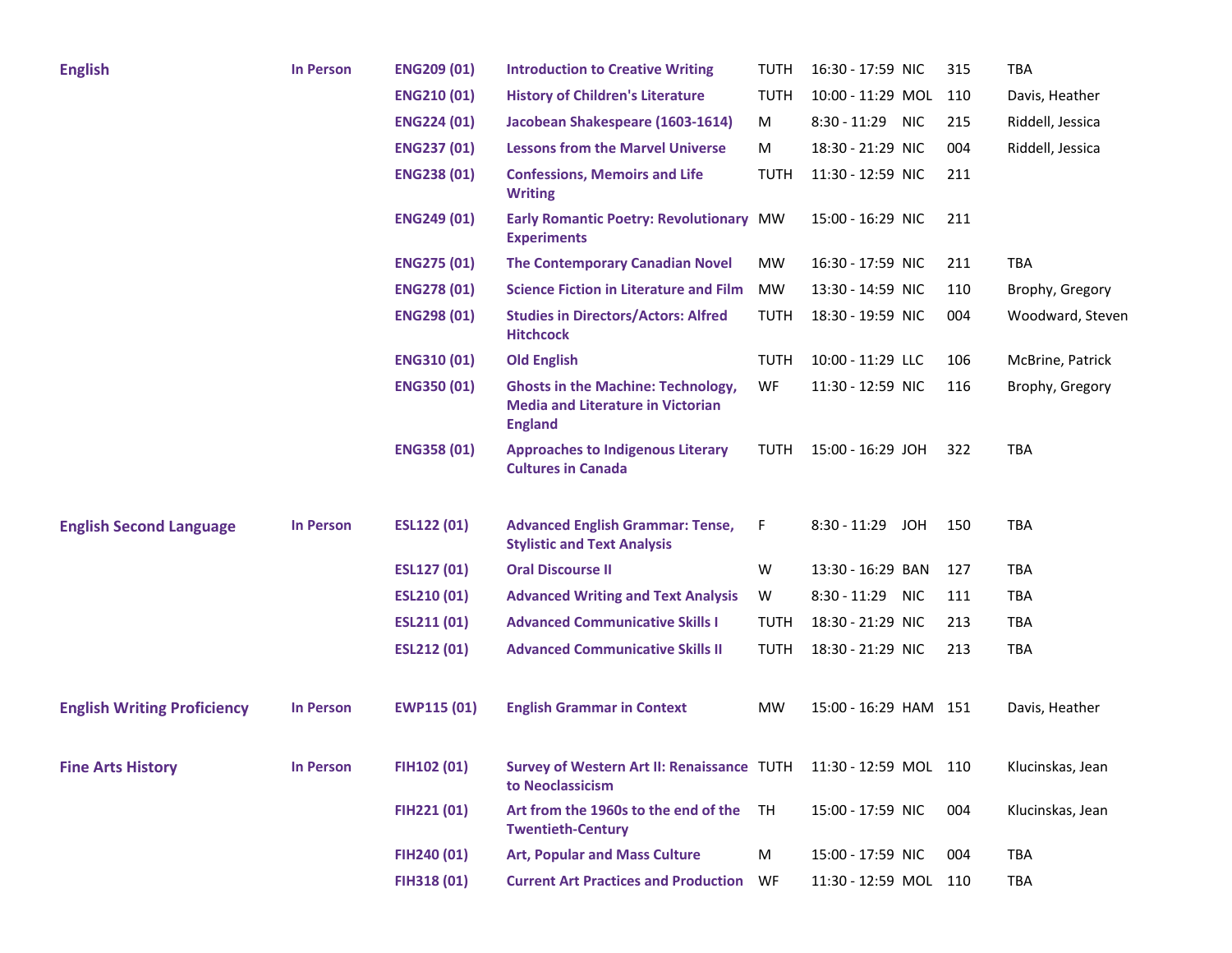| | | | | | | | | |
|---|---|---|---|---|---|---|---|---|
| **English** | **In Person** | **ENG209 (01)** | **Introduction to Creative Writing** | TUTH | 16:30 - 17:59 | NIC | 315 | TBA |
| | | **ENG210 (01)** | **History of Children's Literature** | TUTH | 10:00 - 11:29 | MOL | 110 | Davis, Heather |
| | | **ENG224 (01)** | **Jacobean Shakespeare (1603-1614)** | M | 8:30 - 11:29 | NIC | 215 | Riddell, Jessica |
| | | **ENG237 (01)** | **Lessons from the Marvel Universe** | M | 18:30 - 21:29 | NIC | 004 | Riddell, Jessica |
| | | **ENG238 (01)** | **Confessions, Memoirs and Life Writing** | TUTH | 11:30 - 12:59 | NIC | 211 | |
| | | **ENG249 (01)** | **Early Romantic Poetry: Revolutionary Experiments** | MW | 15:00 - 16:29 | NIC | 211 | |
| | | **ENG275 (01)** | **The Contemporary Canadian Novel** | MW | 16:30 - 17:59 | NIC | 211 | TBA |
| | | **ENG278 (01)** | **Science Fiction in Literature and Film** | MW | 13:30 - 14:59 | NIC | 110 | Brophy, Gregory |
| | | **ENG298 (01)** | **Studies in Directors/Actors: Alfred Hitchcock** | TUTH | 18:30 - 19:59 | NIC | 004 | Woodward, Steven |
| | | **ENG310 (01)** | **Old English** | TUTH | 10:00 - 11:29 | LLC | 106 | McBrine, Patrick |
| | | **ENG350 (01)** | **Ghosts in the Machine: Technology, Media and Literature in Victorian England** | WF | 11:30 - 12:59 | NIC | 116 | Brophy, Gregory |
| | | **ENG358 (01)** | **Approaches to Indigenous Literary Cultures in Canada** | TUTH | 15:00 - 16:29 | JOH | 322 | TBA |
| **English Second Language** | **In Person** | **ESL122 (01)** | **Advanced English Grammar: Tense, Stylistic and Text Analysis** | F | 8:30 - 11:29 | JOH | 150 | TBA |
| | | **ESL127 (01)** | **Oral Discourse II** | W | 13:30 - 16:29 | BAN | 127 | TBA |
| | | **ESL210 (01)** | **Advanced Writing and Text Analysis** | W | 8:30 - 11:29 | NIC | 111 | TBA |
| | | **ESL211 (01)** | **Advanced Communicative Skills I** | TUTH | 18:30 - 21:29 | NIC | 213 | TBA |
| | | **ESL212 (01)** | **Advanced Communicative Skills II** | TUTH | 18:30 - 21:29 | NIC | 213 | TBA |
| **English Writing Proficiency** | **In Person** | **EWP115 (01)** | **English Grammar in Context** | MW | 15:00 - 16:29 | HAM | 151 | Davis, Heather |
| **Fine Arts History** | **In Person** | **FIH102 (01)** | **Survey of Western Art II: Renaissance to Neoclassicism** | TUTH | 11:30 - 12:59 | MOL | 110 | Klucinskas, Jean |
| | | **FIH221 (01)** | **Art from the 1960s to the end of the Twentieth-Century** | TH | 15:00 - 17:59 | NIC | 004 | Klucinskas, Jean |
| | | **FIH240 (01)** | **Art, Popular and Mass Culture** | M | 15:00 - 17:59 | NIC | 004 | TBA |
| | | **FIH318 (01)** | **Current Art Practices and Production** | WF | 11:30 - 12:59 | MOL | 110 | TBA |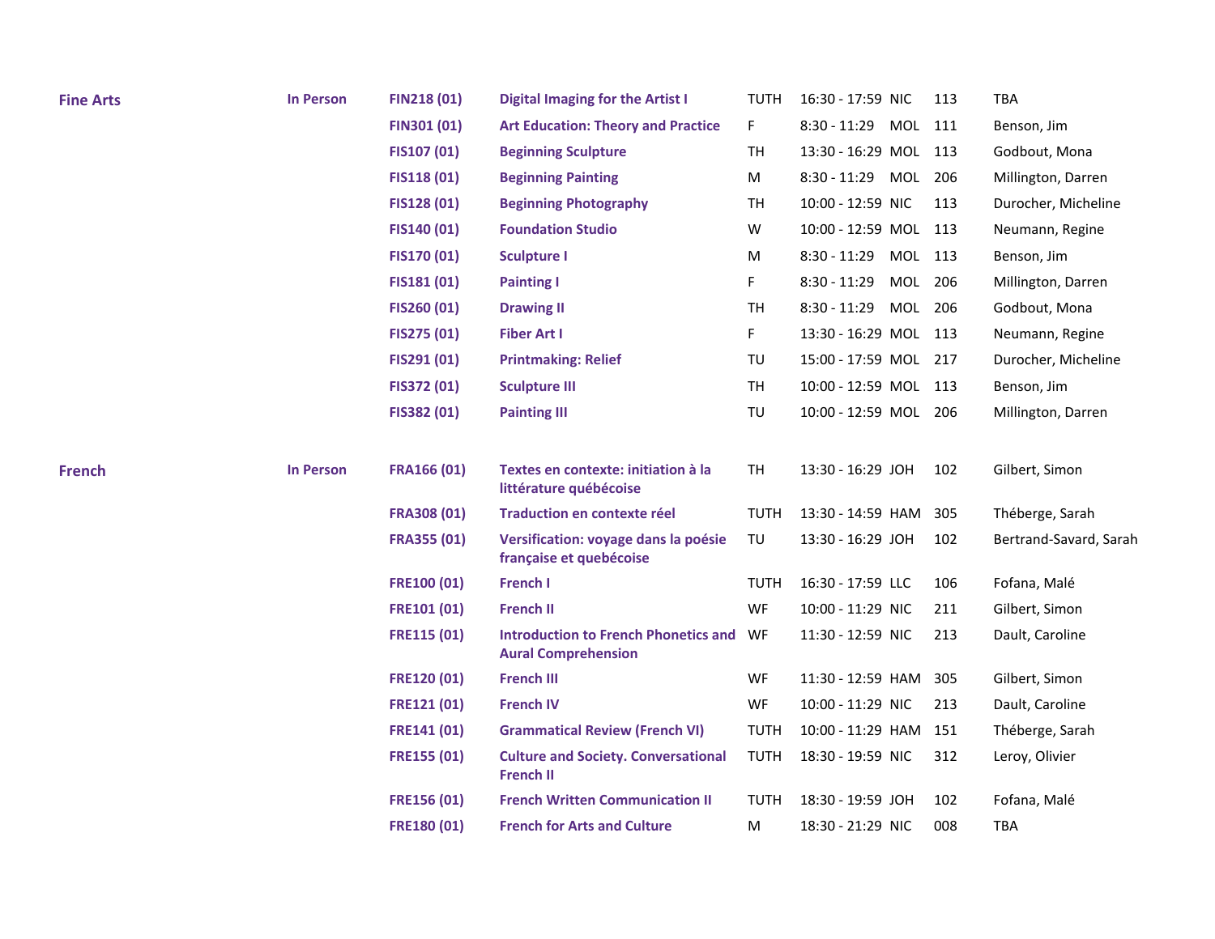| | | | | | | | | |
|---|---|---|---|---|---|---|---|---|
| **Fine Arts** | **In Person** | **FIN218 (01)** | **Digital Imaging for the Artist I** | TUTH | 16:30 - 17:59 | NIC | 113 | TBA |
| | | **FIN301 (01)** | **Art Education: Theory and Practice** | F | 8:30 - 11:29 | MOL | 111 | Benson, Jim |
| | | **FIS107 (01)** | **Beginning Sculpture** | TH | 13:30 - 16:29 | MOL | 113 | Godbout, Mona |
| | | **FIS118 (01)** | **Beginning Painting** | M | 8:30 - 11:29 | MOL | 206 | Millington, Darren |
| | | **FIS128 (01)** | **Beginning Photography** | TH | 10:00 - 12:59 | NIC | 113 | Durocher, Micheline |
| | | **FIS140 (01)** | **Foundation Studio** | W | 10:00 - 12:59 | MOL | 113 | Neumann, Regine |
| | | **FIS170 (01)** | **Sculpture I** | M | 8:30 - 11:29 | MOL | 113 | Benson, Jim |
| | | **FIS181 (01)** | **Painting I** | F | 8:30 - 11:29 | MOL | 206 | Millington, Darren |
| | | **FIS260 (01)** | **Drawing II** | TH | 8:30 - 11:29 | MOL | 206 | Godbout, Mona |
| | | **FIS275 (01)** | **Fiber Art I** | F | 13:30 - 16:29 | MOL | 113 | Neumann, Regine |
| | | **FIS291 (01)** | **Printmaking: Relief** | TU | 15:00 - 17:59 | MOL | 217 | Durocher, Micheline |
| | | **FIS372 (01)** | **Sculpture III** | TH | 10:00 - 12:59 | MOL | 113 | Benson, Jim |
| | | **FIS382 (01)** | **Painting III** | TU | 10:00 - 12:59 | MOL | 206 | Millington, Darren |
| **French** | **In Person** | **FRA166 (01)** | **Textes en contexte: initiation à la littérature québécoise** | TH | 13:30 - 16:29 | JOH | 102 | Gilbert, Simon |
| | | **FRA308 (01)** | **Traduction en contexte réel** | TUTH | 13:30 - 14:59 | HAM | 305 | Théberge, Sarah |
| | | **FRA355 (01)** | **Versification: voyage dans la poésie française et quebécoise** | TU | 13:30 - 16:29 | JOH | 102 | Bertrand-Savard, Sarah |
| | | **FRE100 (01)** | **French I** | TUTH | 16:30 - 17:59 | LLC | 106 | Fofana, Malé |
| | | **FRE101 (01)** | **French II** | WF | 10:00 - 11:29 | NIC | 211 | Gilbert, Simon |
| | | **FRE115 (01)** | **Introduction to French Phonetics and Aural Comprehension** | WF | 11:30 - 12:59 | NIC | 213 | Dault, Caroline |
| | | **FRE120 (01)** | **French III** | WF | 11:30 - 12:59 | HAM | 305 | Gilbert, Simon |
| | | **FRE121 (01)** | **French IV** | WF | 10:00 - 11:29 | NIC | 213 | Dault, Caroline |
| | | **FRE141 (01)** | **Grammatical Review (French VI)** | TUTH | 10:00 - 11:29 | HAM | 151 | Théberge, Sarah |
| | | **FRE155 (01)** | **Culture and Society. Conversational French II** | TUTH | 18:30 - 19:59 | NIC | 312 | Leroy, Olivier |
| | | **FRE156 (01)** | **French Written Communication II** | TUTH | 18:30 - 19:59 | JOH | 102 | Fofana, Malé |
| | | **FRE180 (01)** | **French for Arts and Culture** | M | 18:30 - 21:29 | NIC | 008 | TBA |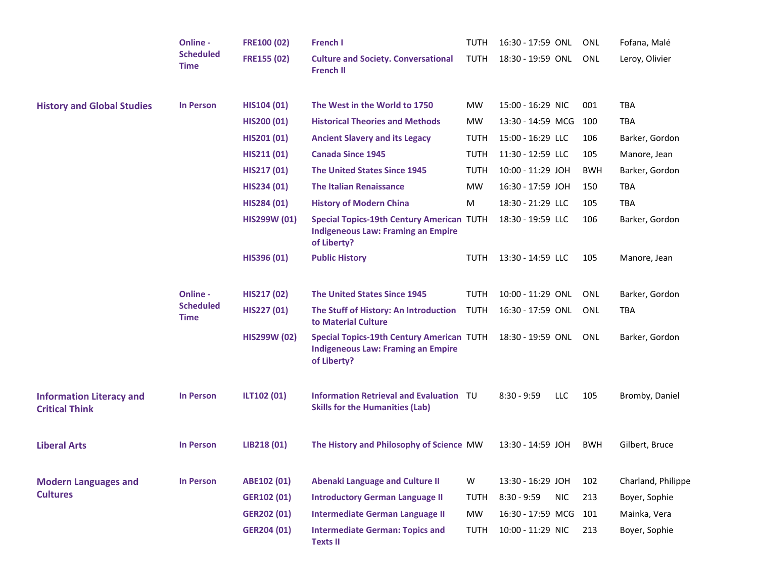| | | | | | | | | |
|---|---|---|---|---|---|---|---|---|
| | **Online - Scheduled Time** | **FRE100 (02)** | **French I** | TUTH | 16:30 - 17:59 | ONL | ONL | Fofana, Malé |
| | | **FRE155 (02)** | **Culture and Society. Conversational French II** | TUTH | 18:30 - 19:59 | ONL | ONL | Leroy, Olivier |
| **History and Global Studies** | **In Person** | **HIS104 (01)** | **The West in the World to 1750** | MW | 15:00 - 16:29 | NIC | 001 | TBA |
| | | **HIS200 (01)** | **Historical Theories and Methods** | MW | 13:30 - 14:59 | MCG | 100 | TBA |
| | | **HIS201 (01)** | **Ancient Slavery and its Legacy** | TUTH | 15:00 - 16:29 | LLC | 106 | Barker, Gordon |
| | | **HIS211 (01)** | **Canada Since 1945** | TUTH | 11:30 - 12:59 | LLC | 105 | Manore, Jean |
| | | **HIS217 (01)** | **The United States Since 1945** | TUTH | 10:00 - 11:29 | JOH | BWH | Barker, Gordon |
| | | **HIS234 (01)** | **The Italian Renaissance** | MW | 16:30 - 17:59 | JOH | 150 | TBA |
| | | **HIS284 (01)** | **History of Modern China** | M | 18:30 - 21:29 | LLC | 105 | TBA |
| | | **HIS299W (01)** | **Special Topics-19th Century American Indigeneous Law: Framing an Empire of Liberty?** | TUTH | 18:30 - 19:59 | LLC | 106 | Barker, Gordon |
| | | **HIS396 (01)** | **Public History** | TUTH | 13:30 - 14:59 | LLC | 105 | Manore, Jean |
| | **Online - Scheduled Time** | **HIS217 (02)** | **The United States Since 1945** | TUTH | 10:00 - 11:29 | ONL | ONL | Barker, Gordon |
| | | **HIS227 (01)** | **The Stuff of History: An Introduction to Material Culture** | TUTH | 16:30 - 17:59 | ONL | ONL | TBA |
| | | **HIS299W (02)** | **Special Topics-19th Century American Indigeneous Law: Framing an Empire of Liberty?** | TUTH | 18:30 - 19:59 | ONL | ONL | Barker, Gordon |
| **Information Literacy and Critical Think** | **In Person** | **ILT102 (01)** | **Information Retrieval and Evaluation Skills for the Humanities (Lab)** | TU | 8:30 - 9:59 | LLC | 105 | Bromby, Daniel |
| **Liberal Arts** | **In Person** | **LIB218 (01)** | **The History and Philosophy of Science** | MW | 13:30 - 14:59 | JOH | BWH | Gilbert, Bruce |
| **Modern Languages and Cultures** | **In Person** | **ABE102 (01)** | **Abenaki Language and Culture II** | W | 13:30 - 16:29 | JOH | 102 | Charland, Philippe |
| | | **GER102 (01)** | **Introductory German Language II** | TUTH | 8:30 - 9:59 | NIC | 213 | Boyer, Sophie |
| | | **GER202 (01)** | **Intermediate German Language II** | MW | 16:30 - 17:59 | MCG | 101 | Mainka, Vera |
| | | **GER204 (01)** | **Intermediate German: Topics and Texts II** | TUTH | 10:00 - 11:29 | NIC | 213 | Boyer, Sophie |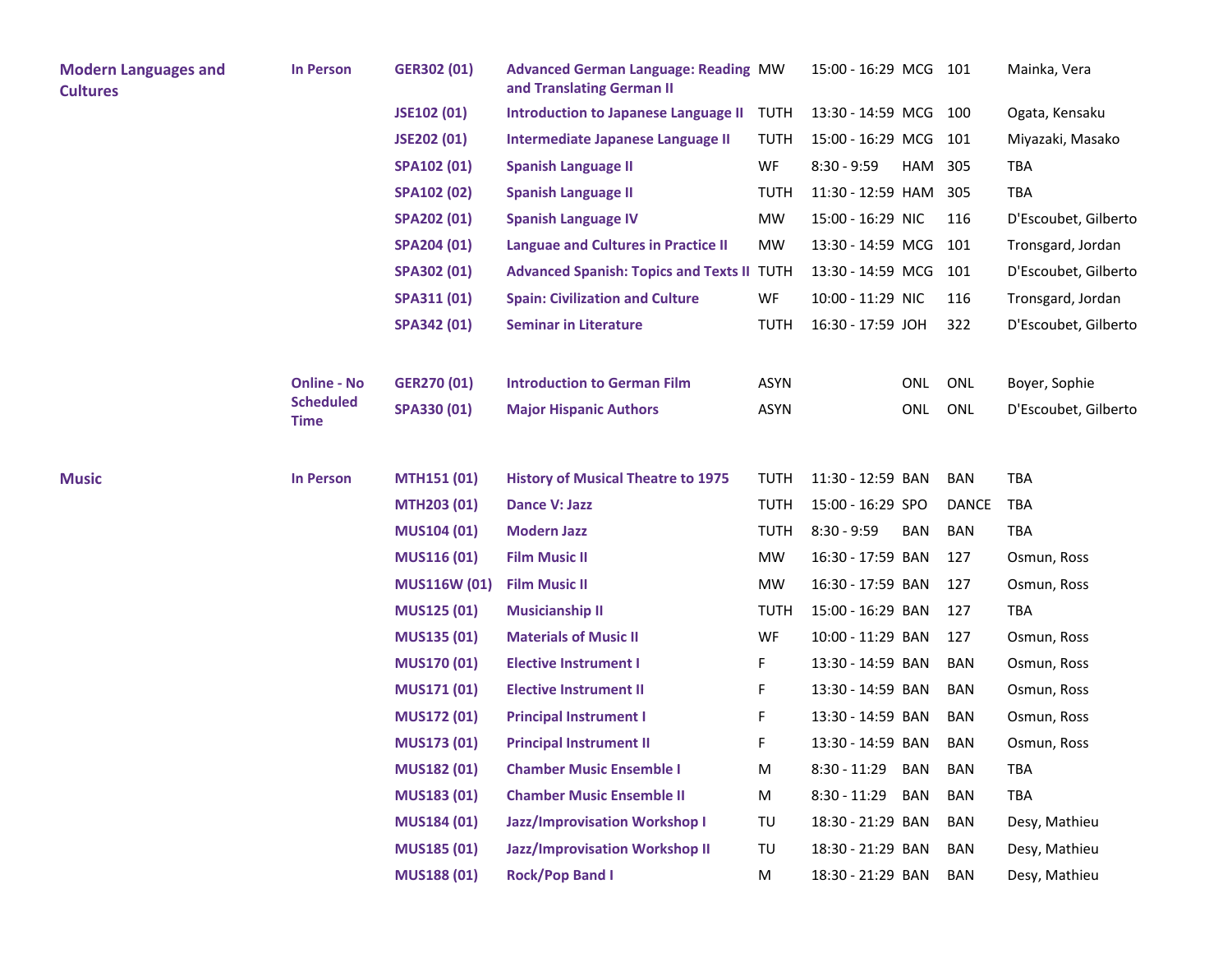| | | | | | | | | |
|---|---|---|---|---|---|---|---|---|
| **Modern Languages and Cultures** | **In Person** | **GER302 (01)** | **Advanced German Language: Reading and Translating German II** | MW | 15:00 - 16:29 | MCG | 101 | Mainka, Vera |
| | | **JSE102 (01)** | **Introduction to Japanese Language II** | TUTH | 13:30 - 14:59 | MCG | 100 | Ogata, Kensaku |
| | | **JSE202 (01)** | **Intermediate Japanese Language II** | TUTH | 15:00 - 16:29 | MCG | 101 | Miyazaki, Masako |
| | | **SPA102 (01)** | **Spanish Language II** | WF | 8:30 - 9:59 | HAM | 305 | TBA |
| | | **SPA102 (02)** | **Spanish Language II** | TUTH | 11:30 - 12:59 | HAM | 305 | TBA |
| | | **SPA202 (01)** | **Spanish Language IV** | MW | 15:00 - 16:29 | NIC | 116 | D'Escoubet, Gilberto |
| | | **SPA204 (01)** | **Languae and Cultures in Practice II** | MW | 13:30 - 14:59 | MCG | 101 | Tronsgard, Jordan |
| | | **SPA302 (01)** | **Advanced Spanish: Topics and Texts II** | TUTH | 13:30 - 14:59 | MCG | 101 | D'Escoubet, Gilberto |
| | | **SPA311 (01)** | **Spain: Civilization and Culture** | WF | 10:00 - 11:29 | NIC | 116 | Tronsgard, Jordan |
| | | **SPA342 (01)** | **Seminar in Literature** | TUTH | 16:30 - 17:59 | JOH | 322 | D'Escoubet, Gilberto |
| | **Online - No Scheduled Time** | **GER270 (01)** | **Introduction to German Film** | ASYN | | ONL | ONL | Boyer, Sophie |
| | | **SPA330 (01)** | **Major Hispanic Authors** | ASYN | | ONL | ONL | D'Escoubet, Gilberto |
| **Music** | **In Person** | **MTH151 (01)** | **History of Musical Theatre to 1975** | TUTH | 11:30 - 12:59 | BAN | BAN | TBA |
| | | **MTH203 (01)** | **Dance V: Jazz** | TUTH | 15:00 - 16:29 | SPO | DANCE | TBA |
| | | **MUS104 (01)** | **Modern Jazz** | TUTH | 8:30 - 9:59 | BAN | BAN | TBA |
| | | **MUS116 (01)** | **Film Music II** | MW | 16:30 - 17:59 | BAN | 127 | Osmun, Ross |
| | | **MUS116W (01)** | **Film Music II** | MW | 16:30 - 17:59 | BAN | 127 | Osmun, Ross |
| | | **MUS125 (01)** | **Musicianship II** | TUTH | 15:00 - 16:29 | BAN | 127 | TBA |
| | | **MUS135 (01)** | **Materials of Music II** | WF | 10:00 - 11:29 | BAN | 127 | Osmun, Ross |
| | | **MUS170 (01)** | **Elective Instrument I** | F | 13:30 - 14:59 | BAN | BAN | Osmun, Ross |
| | | **MUS171 (01)** | **Elective Instrument II** | F | 13:30 - 14:59 | BAN | BAN | Osmun, Ross |
| | | **MUS172 (01)** | **Principal Instrument I** | F | 13:30 - 14:59 | BAN | BAN | Osmun, Ross |
| | | **MUS173 (01)** | **Principal Instrument II** | F | 13:30 - 14:59 | BAN | BAN | Osmun, Ross |
| | | **MUS182 (01)** | **Chamber Music Ensemble I** | M | 8:30 - 11:29 | BAN | BAN | TBA |
| | | **MUS183 (01)** | **Chamber Music Ensemble II** | M | 8:30 - 11:29 | BAN | BAN | TBA |
| | | **MUS184 (01)** | **Jazz/Improvisation Workshop I** | TU | 18:30 - 21:29 | BAN | BAN | Desy, Mathieu |
| | | **MUS185 (01)** | **Jazz/Improvisation Workshop II** | TU | 18:30 - 21:29 | BAN | BAN | Desy, Mathieu |
| | | **MUS188 (01)** | **Rock/Pop Band I** | M | 18:30 - 21:29 | BAN | BAN | Desy, Mathieu |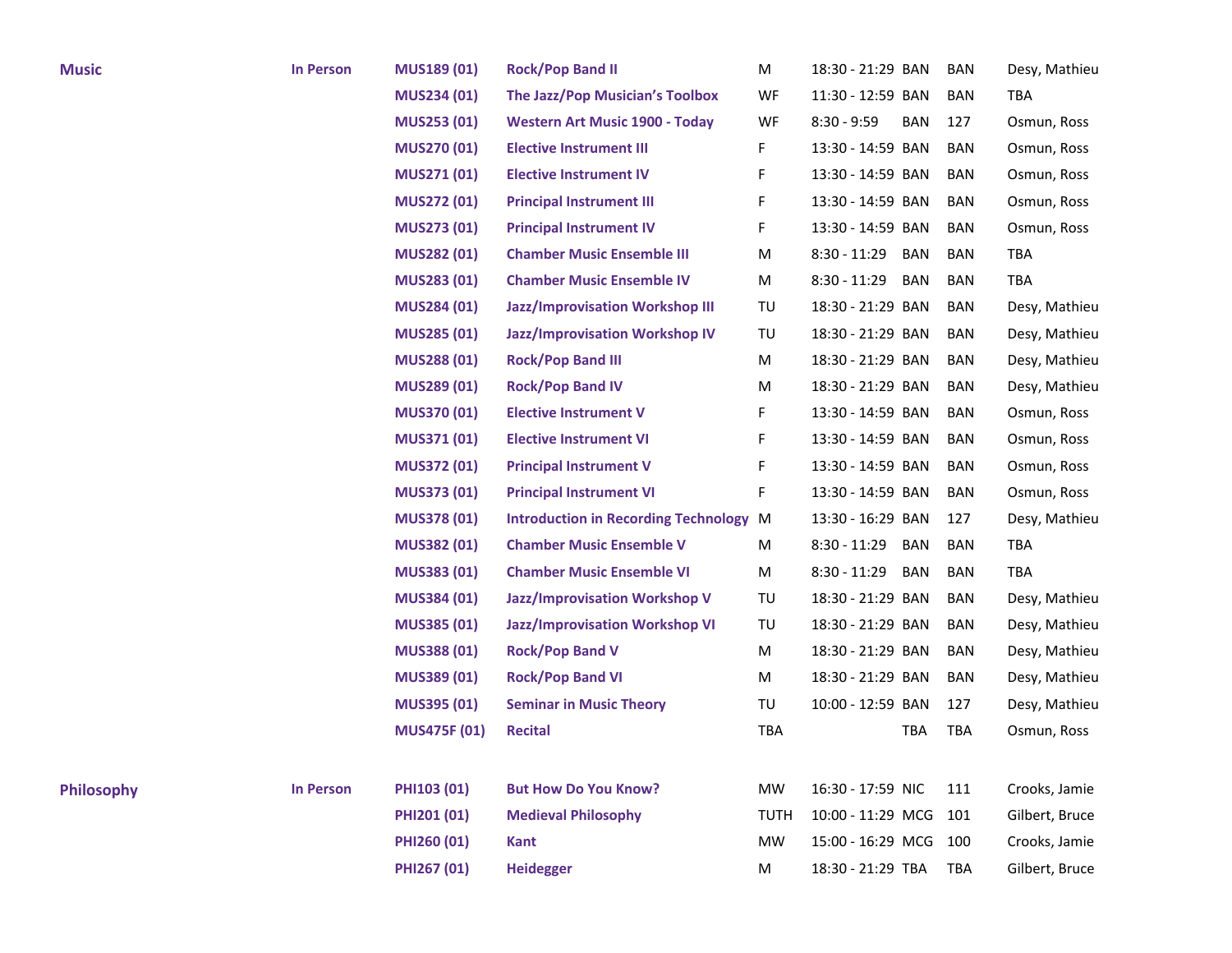| | | | | | | | | |
|---|---|---|---|---|---|---|---|---|
| **Music** | **In Person** | **MUS189 (01)** | **Rock/Pop Band II** | M | 18:30 - 21:29 | BAN | BAN | Desy, Mathieu |
| | | **MUS234 (01)** | **The Jazz/Pop Musician's Toolbox** | WF | 11:30 - 12:59 | BAN | BAN | TBA |
| | | **MUS253 (01)** | **Western Art Music 1900 - Today** | WF | 8:30 - 9:59 | BAN | 127 | Osmun, Ross |
| | | **MUS270 (01)** | **Elective Instrument III** | F | 13:30 - 14:59 | BAN | BAN | Osmun, Ross |
| | | **MUS271 (01)** | **Elective Instrument IV** | F | 13:30 - 14:59 | BAN | BAN | Osmun, Ross |
| | | **MUS272 (01)** | **Principal Instrument III** | F | 13:30 - 14:59 | BAN | BAN | Osmun, Ross |
| | | **MUS273 (01)** | **Principal Instrument IV** | F | 13:30 - 14:59 | BAN | BAN | Osmun, Ross |
| | | **MUS282 (01)** | **Chamber Music Ensemble III** | M | 8:30 - 11:29 | BAN | BAN | TBA |
| | | **MUS283 (01)** | **Chamber Music Ensemble IV** | M | 8:30 - 11:29 | BAN | BAN | TBA |
| | | **MUS284 (01)** | **Jazz/Improvisation Workshop III** | TU | 18:30 - 21:29 | BAN | BAN | Desy, Mathieu |
| | | **MUS285 (01)** | **Jazz/Improvisation Workshop IV** | TU | 18:30 - 21:29 | BAN | BAN | Desy, Mathieu |
| | | **MUS288 (01)** | **Rock/Pop Band III** | M | 18:30 - 21:29 | BAN | BAN | Desy, Mathieu |
| | | **MUS289 (01)** | **Rock/Pop Band IV** | M | 18:30 - 21:29 | BAN | BAN | Desy, Mathieu |
| | | **MUS370 (01)** | **Elective Instrument V** | F | 13:30 - 14:59 | BAN | BAN | Osmun, Ross |
| | | **MUS371 (01)** | **Elective Instrument VI** | F | 13:30 - 14:59 | BAN | BAN | Osmun, Ross |
| | | **MUS372 (01)** | **Principal Instrument V** | F | 13:30 - 14:59 | BAN | BAN | Osmun, Ross |
| | | **MUS373 (01)** | **Principal Instrument VI** | F | 13:30 - 14:59 | BAN | BAN | Osmun, Ross |
| | | **MUS378 (01)** | **Introduction in Recording Technology** | M | 13:30 - 16:29 | BAN | 127 | Desy, Mathieu |
| | | **MUS382 (01)** | **Chamber Music Ensemble V** | M | 8:30 - 11:29 | BAN | BAN | TBA |
| | | **MUS383 (01)** | **Chamber Music Ensemble VI** | M | 8:30 - 11:29 | BAN | BAN | TBA |
| | | **MUS384 (01)** | **Jazz/Improvisation Workshop V** | TU | 18:30 - 21:29 | BAN | BAN | Desy, Mathieu |
| | | **MUS385 (01)** | **Jazz/Improvisation Workshop VI** | TU | 18:30 - 21:29 | BAN | BAN | Desy, Mathieu |
| | | **MUS388 (01)** | **Rock/Pop Band V** | M | 18:30 - 21:29 | BAN | BAN | Desy, Mathieu |
| | | **MUS389 (01)** | **Rock/Pop Band VI** | M | 18:30 - 21:29 | BAN | BAN | Desy, Mathieu |
| | | **MUS395 (01)** | **Seminar in Music Theory** | TU | 10:00 - 12:59 | BAN | 127 | Desy, Mathieu |
| | | **MUS475F (01)** | **Recital** | TBA | | TBA | TBA | Osmun, Ross |
| **Philosophy** | **In Person** | **PHI103 (01)** | **But How Do You Know?** | MW | 16:30 - 17:59 | NIC | 111 | Crooks, Jamie |
| | | **PHI201 (01)** | **Medieval Philosophy** | TUTH | 10:00 - 11:29 | MCG | 101 | Gilbert, Bruce |
| | | **PHI260 (01)** | **Kant** | MW | 15:00 - 16:29 | MCG | 100 | Crooks, Jamie |
| | | **PHI267 (01)** | **Heidegger** | M | 18:30 - 21:29 | TBA | TBA | Gilbert, Bruce |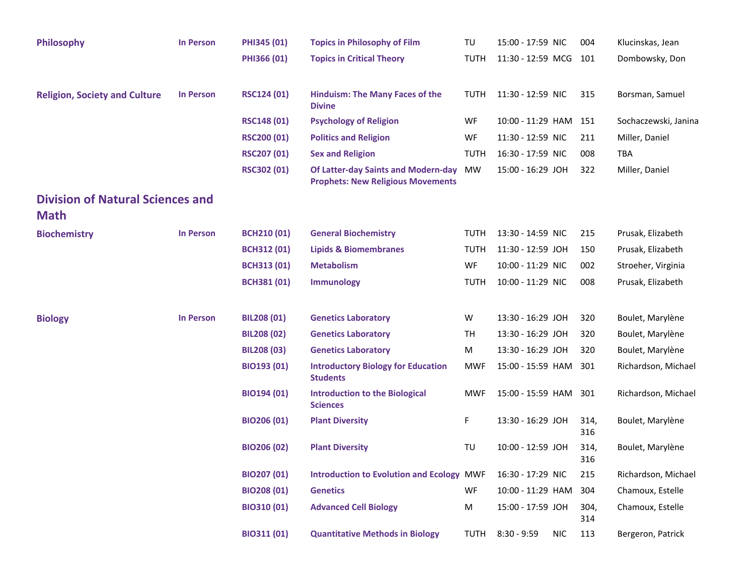| Subject | Format | Course | Title | Days | Time | Building | Room | Instructor |
|---|---|---|---|---|---|---|---|---|
| **Philosophy** | **In Person** | **PHI345 (01)** | **Topics in Philosophy of Film** | TU | 15:00 - 17:59 | NIC | 004 | Klucinskas, Jean |
| | | **PHI366 (01)** | **Topics in Critical Theory** | TUTH | 11:30 - 12:59 | MCG | 101 | Dombowsky, Don |
| **Religion, Society and Culture** | **In Person** | **RSC124 (01)** | **Hinduism: The Many Faces of the Divine** | TUTH | 11:30 - 12:59 | NIC | 315 | Borsman, Samuel |
| | | **RSC148 (01)** | **Psychology of Religion** | WF | 10:00 - 11:29 | HAM | 151 | Sochaczewski, Janina |
| | | **RSC200 (01)** | **Politics and Religion** | WF | 11:30 - 12:59 | NIC | 211 | Miller, Daniel |
| | | **RSC207 (01)** | **Sex and Religion** | TUTH | 16:30 - 17:59 | NIC | 008 | TBA |
| | | **RSC302 (01)** | **Of Latter-day Saints and Modern-day Prophets: New Religious Movements** | MW | 15:00 - 16:29 | JOH | 322 | Miller, Daniel |

## Division of Natural Sciences and Math

| Subject | Format | Course | Title | Days | Time | Building | Room | Instructor |
|---|---|---|---|---|---|---|---|---|
| **Biochemistry** | **In Person** | **BCH210 (01)** | **General Biochemistry** | TUTH | 13:30 - 14:59 | NIC | 215 | Prusak, Elizabeth |
| | | **BCH312 (01)** | **Lipids & Biomembranes** | TUTH | 11:30 - 12:59 | JOH | 150 | Prusak, Elizabeth |
| | | **BCH313 (01)** | **Metabolism** | WF | 10:00 - 11:29 | NIC | 002 | Stroeher, Virginia |
| | | **BCH381 (01)** | **Immunology** | TUTH | 10:00 - 11:29 | NIC | 008 | Prusak, Elizabeth |
| **Biology** | **In Person** | **BIL208 (01)** | **Genetics Laboratory** | W | 13:30 - 16:29 | JOH | 320 | Boulet, Marylène |
| | | **BIL208 (02)** | **Genetics Laboratory** | TH | 13:30 - 16:29 | JOH | 320 | Boulet, Marylène |
| | | **BIL208 (03)** | **Genetics Laboratory** | M | 13:30 - 16:29 | JOH | 320 | Boulet, Marylène |
| | | **BIO193 (01)** | **Introductory Biology for Education Students** | MWF | 15:00 - 15:59 | HAM | 301 | Richardson, Michael |
| | | **BIO194 (01)** | **Introduction to the Biological Sciences** | MWF | 15:00 - 15:59 | HAM | 301 | Richardson, Michael |
| | | **BIO206 (01)** | **Plant Diversity** | F | 13:30 - 16:29 | JOH | 314, 316 | Boulet, Marylène |
| | | **BIO206 (02)** | **Plant Diversity** | TU | 10:00 - 12:59 | JOH | 314, 316 | Boulet, Marylène |
| | | **BIO207 (01)** | **Introduction to Evolution and Ecology** | MWF | 16:30 - 17:29 | NIC | 215 | Richardson, Michael |
| | | **BIO208 (01)** | **Genetics** | WF | 10:00 - 11:29 | HAM | 304 | Chamoux, Estelle |
| | | **BIO310 (01)** | **Advanced Cell Biology** | M | 15:00 - 17:59 | JOH | 304, 314 | Chamoux, Estelle |
| | | **BIO311 (01)** | **Quantitative Methods in Biology** | TUTH | 8:30 - 9:59 | NIC | 113 | Bergeron, Patrick |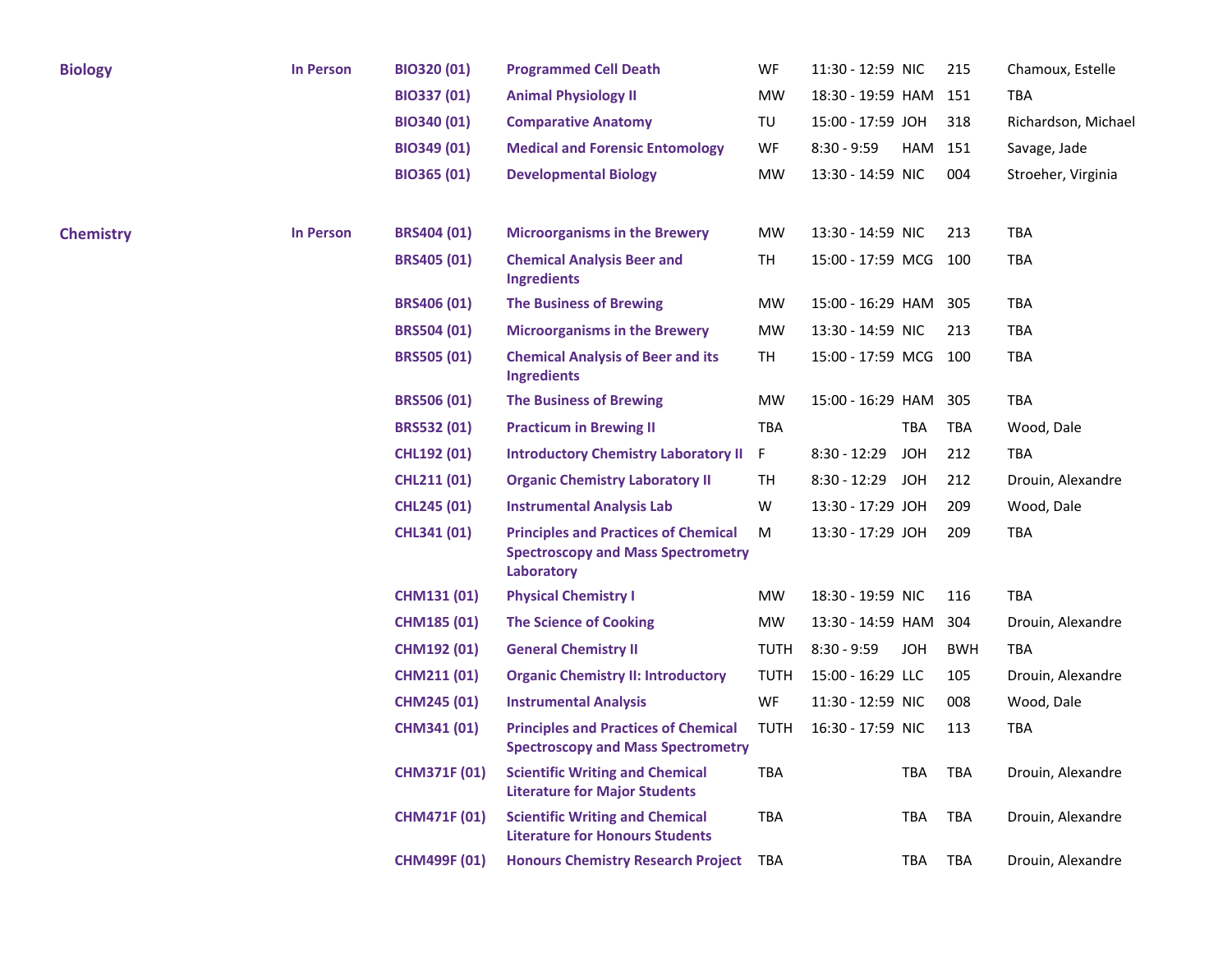| | | | | | | | | |
|---|---|---|---|---|---|---|---|---|
| **Biology** | **In Person** | **BIO320 (01)** | **Programmed Cell Death** | WF | 11:30 - 12:59 | NIC | 215 | Chamoux, Estelle |
| | | **BIO337 (01)** | **Animal Physiology II** | MW | 18:30 - 19:59 | HAM | 151 | TBA |
| | | **BIO340 (01)** | **Comparative Anatomy** | TU | 15:00 - 17:59 | JOH | 318 | Richardson, Michael |
| | | **BIO349 (01)** | **Medical and Forensic Entomology** | WF | 8:30 - 9:59 | HAM | 151 | Savage, Jade |
| | | **BIO365 (01)** | **Developmental Biology** | MW | 13:30 - 14:59 | NIC | 004 | Stroeher, Virginia |
| **Chemistry** | **In Person** | **BRS404 (01)** | **Microorganisms in the Brewery** | MW | 13:30 - 14:59 | NIC | 213 | TBA |
| | | **BRS405 (01)** | **Chemical Analysis Beer and Ingredients** | TH | 15:00 - 17:59 | MCG | 100 | TBA |
| | | **BRS406 (01)** | **The Business of Brewing** | MW | 15:00 - 16:29 | HAM | 305 | TBA |
| | | **BRS504 (01)** | **Microorganisms in the Brewery** | MW | 13:30 - 14:59 | NIC | 213 | TBA |
| | | **BRS505 (01)** | **Chemical Analysis of Beer and its Ingredients** | TH | 15:00 - 17:59 | MCG | 100 | TBA |
| | | **BRS506 (01)** | **The Business of Brewing** | MW | 15:00 - 16:29 | HAM | 305 | TBA |
| | | **BRS532 (01)** | **Practicum in Brewing II** | TBA | | TBA | TBA | Wood, Dale |
| | | **CHL192 (01)** | **Introductory Chemistry Laboratory II** | F | 8:30 - 12:29 | JOH | 212 | TBA |
| | | **CHL211 (01)** | **Organic Chemistry Laboratory II** | TH | 8:30 - 12:29 | JOH | 212 | Drouin, Alexandre |
| | | **CHL245 (01)** | **Instrumental Analysis Lab** | W | 13:30 - 17:29 | JOH | 209 | Wood, Dale |
| | | **CHL341 (01)** | **Principles and Practices of Chemical Spectroscopy and Mass Spectrometry Laboratory** | M | 13:30 - 17:29 | JOH | 209 | TBA |
| | | **CHM131 (01)** | **Physical Chemistry I** | MW | 18:30 - 19:59 | NIC | 116 | TBA |
| | | **CHM185 (01)** | **The Science of Cooking** | MW | 13:30 - 14:59 | HAM | 304 | Drouin, Alexandre |
| | | **CHM192 (01)** | **General Chemistry II** | TUTH | 8:30 - 9:59 | JOH | BWH | TBA |
| | | **CHM211 (01)** | **Organic Chemistry II: Introductory** | TUTH | 15:00 - 16:29 | LLC | 105 | Drouin, Alexandre |
| | | **CHM245 (01)** | **Instrumental Analysis** | WF | 11:30 - 12:59 | NIC | 008 | Wood, Dale |
| | | **CHM341 (01)** | **Principles and Practices of Chemical Spectroscopy and Mass Spectrometry** | TUTH | 16:30 - 17:59 | NIC | 113 | TBA |
| | | **CHM371F (01)** | **Scientific Writing and Chemical Literature for Major Students** | TBA | | TBA | TBA | Drouin, Alexandre |
| | | **CHM471F (01)** | **Scientific Writing and Chemical Literature for Honours Students** | TBA | | TBA | TBA | Drouin, Alexandre |
| | | **CHM499F (01)** | **Honours Chemistry Research Project** | TBA | | TBA | TBA | Drouin, Alexandre |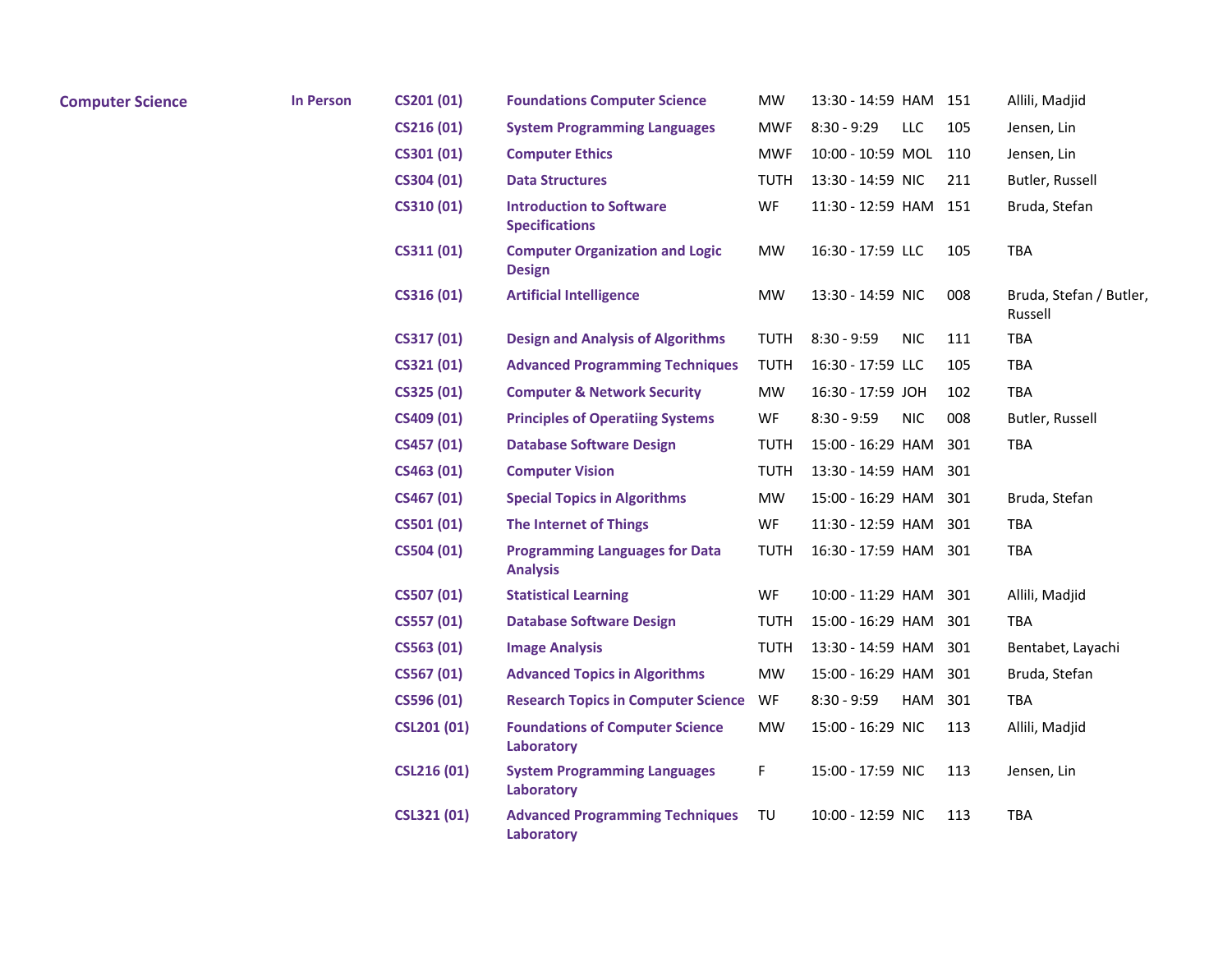| | | | | | | | | |
|---|---|---|---|---|---|---|---|---|
| **Computer Science** | **In Person** | **CS201 (01)** | **Foundations Computer Science** | MW | 13:30 - 14:59 | HAM | 151 | Allili, Madjid |
| | | **CS216 (01)** | **System Programming Languages** | MWF | 8:30 - 9:29 | LLC | 105 | Jensen, Lin |
| | | **CS301 (01)** | **Computer Ethics** | MWF | 10:00 - 10:59 | MOL | 110 | Jensen, Lin |
| | | **CS304 (01)** | **Data Structures** | TUTH | 13:30 - 14:59 | NIC | 211 | Butler, Russell |
| | | **CS310 (01)** | **Introduction to Software Specifications** | WF | 11:30 - 12:59 | HAM | 151 | Bruda, Stefan |
| | | **CS311 (01)** | **Computer Organization and Logic Design** | MW | 16:30 - 17:59 | LLC | 105 | TBA |
| | | **CS316 (01)** | **Artificial Intelligence** | MW | 13:30 - 14:59 | NIC | 008 | Bruda, Stefan / Butler, Russell |
| | | **CS317 (01)** | **Design and Analysis of Algorithms** | TUTH | 8:30 - 9:59 | NIC | 111 | TBA |
| | | **CS321 (01)** | **Advanced Programming Techniques** | TUTH | 16:30 - 17:59 | LLC | 105 | TBA |
| | | **CS325 (01)** | **Computer & Network Security** | MW | 16:30 - 17:59 | JOH | 102 | TBA |
| | | **CS409 (01)** | **Principles of Operatiing Systems** | WF | 8:30 - 9:59 | NIC | 008 | Butler, Russell |
| | | **CS457 (01)** | **Database Software Design** | TUTH | 15:00 - 16:29 | HAM | 301 | TBA |
| | | **CS463 (01)** | **Computer Vision** | TUTH | 13:30 - 14:59 | HAM | 301 | |
| | | **CS467 (01)** | **Special Topics in Algorithms** | MW | 15:00 - 16:29 | HAM | 301 | Bruda, Stefan |
| | | **CS501 (01)** | **The Internet of Things** | WF | 11:30 - 12:59 | HAM | 301 | TBA |
| | | **CS504 (01)** | **Programming Languages for Data Analysis** | TUTH | 16:30 - 17:59 | HAM | 301 | TBA |
| | | **CS507 (01)** | **Statistical Learning** | WF | 10:00 - 11:29 | HAM | 301 | Allili, Madjid |
| | | **CS557 (01)** | **Database Software Design** | TUTH | 15:00 - 16:29 | HAM | 301 | TBA |
| | | **CS563 (01)** | **Image Analysis** | TUTH | 13:30 - 14:59 | HAM | 301 | Bentabet, Layachi |
| | | **CS567 (01)** | **Advanced Topics in Algorithms** | MW | 15:00 - 16:29 | HAM | 301 | Bruda, Stefan |
| | | **CS596 (01)** | **Research Topics in Computer Science** | WF | 8:30 - 9:59 | HAM | 301 | TBA |
| | | **CSL201 (01)** | **Foundations of Computer Science Laboratory** | MW | 15:00 - 16:29 | NIC | 113 | Allili, Madjid |
| | | **CSL216 (01)** | **System Programming Languages Laboratory** | F | 15:00 - 17:59 | NIC | 113 | Jensen, Lin |
| | | **CSL321 (01)** | **Advanced Programming Techniques Laboratory** | TU | 10:00 - 12:59 | NIC | 113 | TBA |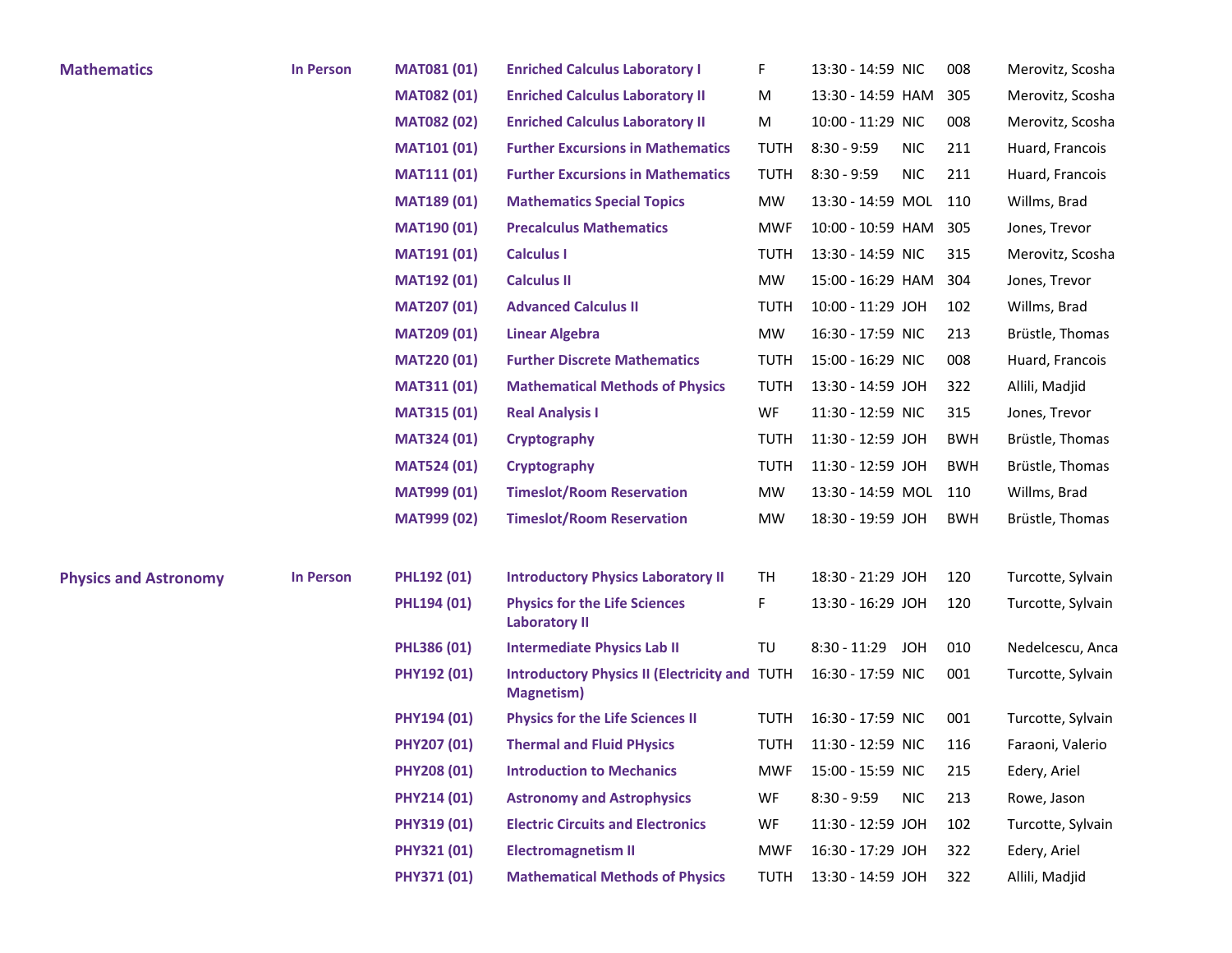| Department | Mode | Course | Title | Days | Time | Building | Room | Instructor |
|---|---|---|---|---|---|---|---|---|
| **Mathematics** | **In Person** | **MAT081 (01)** | **Enriched Calculus Laboratory I** | F | 13:30 - 14:59 | NIC | 008 | Merovitz, Scosha |
| | | **MAT082 (01)** | **Enriched Calculus Laboratory II** | M | 13:30 - 14:59 | HAM | 305 | Merovitz, Scosha |
| | | **MAT082 (02)** | **Enriched Calculus Laboratory II** | M | 10:00 - 11:29 | NIC | 008 | Merovitz, Scosha |
| | | **MAT101 (01)** | **Further Excursions in Mathematics** | TUTH | 8:30 - 9:59 | NIC | 211 | Huard, Francois |
| | | **MAT111 (01)** | **Further Excursions in Mathematics** | TUTH | 8:30 - 9:59 | NIC | 211 | Huard, Francois |
| | | **MAT189 (01)** | **Mathematics Special Topics** | MW | 13:30 - 14:59 | MOL | 110 | Willms, Brad |
| | | **MAT190 (01)** | **Precalculus Mathematics** | MWF | 10:00 - 10:59 | HAM | 305 | Jones, Trevor |
| | | **MAT191 (01)** | **Calculus I** | TUTH | 13:30 - 14:59 | NIC | 315 | Merovitz, Scosha |
| | | **MAT192 (01)** | **Calculus II** | MW | 15:00 - 16:29 | HAM | 304 | Jones, Trevor |
| | | **MAT207 (01)** | **Advanced Calculus II** | TUTH | 10:00 - 11:29 | JOH | 102 | Willms, Brad |
| | | **MAT209 (01)** | **Linear Algebra** | MW | 16:30 - 17:59 | NIC | 213 | Brüstle, Thomas |
| | | **MAT220 (01)** | **Further Discrete Mathematics** | TUTH | 15:00 - 16:29 | NIC | 008 | Huard, Francois |
| | | **MAT311 (01)** | **Mathematical Methods of Physics** | TUTH | 13:30 - 14:59 | JOH | 322 | Allili, Madjid |
| | | **MAT315 (01)** | **Real Analysis I** | WF | 11:30 - 12:59 | NIC | 315 | Jones, Trevor |
| | | **MAT324 (01)** | **Cryptography** | TUTH | 11:30 - 12:59 | JOH | BWH | Brüstle, Thomas |
| | | **MAT524 (01)** | **Cryptography** | TUTH | 11:30 - 12:59 | JOH | BWH | Brüstle, Thomas |
| | | **MAT999 (01)** | **Timeslot/Room Reservation** | MW | 13:30 - 14:59 | MOL | 110 | Willms, Brad |
| | | **MAT999 (02)** | **Timeslot/Room Reservation** | MW | 18:30 - 19:59 | JOH | BWH | Brüstle, Thomas |
| **Physics and Astronomy** | **In Person** | **PHL192 (01)** | **Introductory Physics Laboratory II** | TH | 18:30 - 21:29 | JOH | 120 | Turcotte, Sylvain |
| | | **PHL194 (01)** | **Physics for the Life Sciences Laboratory II** | F | 13:30 - 16:29 | JOH | 120 | Turcotte, Sylvain |
| | | **PHL386 (01)** | **Intermediate Physics Lab II** | TU | 8:30 - 11:29 | JOH | 010 | Nedelcescu, Anca |
| | | **PHY192 (01)** | **Introductory Physics II (Electricity and Magnetism)** | TUTH | 16:30 - 17:59 | NIC | 001 | Turcotte, Sylvain |
| | | **PHY194 (01)** | **Physics for the Life Sciences II** | TUTH | 16:30 - 17:59 | NIC | 001 | Turcotte, Sylvain |
| | | **PHY207 (01)** | **Thermal and Fluid PHysics** | TUTH | 11:30 - 12:59 | NIC | 116 | Faraoni, Valerio |
| | | **PHY208 (01)** | **Introduction to Mechanics** | MWF | 15:00 - 15:59 | NIC | 215 | Edery, Ariel |
| | | **PHY214 (01)** | **Astronomy and Astrophysics** | WF | 8:30 - 9:59 | NIC | 213 | Rowe, Jason |
| | | **PHY319 (01)** | **Electric Circuits and Electronics** | WF | 11:30 - 12:59 | JOH | 102 | Turcotte, Sylvain |
| | | **PHY321 (01)** | **Electromagnetism II** | MWF | 16:30 - 17:29 | JOH | 322 | Edery, Ariel |
| | | **PHY371 (01)** | **Mathematical Methods of Physics** | TUTH | 13:30 - 14:59 | JOH | 322 | Allili, Madjid |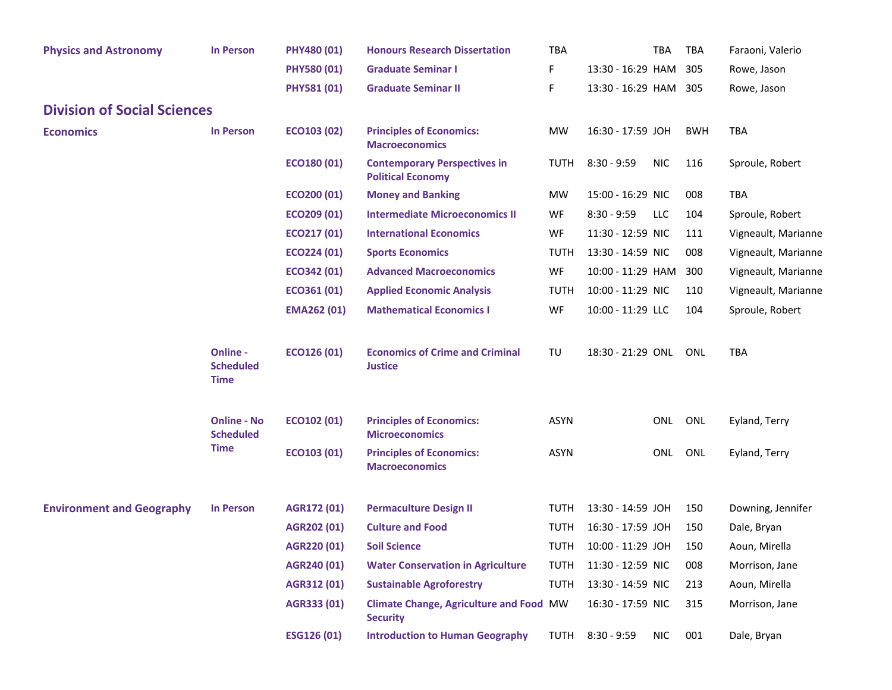| | | | | | | | | |
|---|---|---|---|---|---|---|---|---|
| **Physics and Astronomy** | **In Person** | **PHY480 (01)** | **Honours Research Dissertation** | TBA | | TBA | TBA | Faraoni, Valerio |
| | | **PHY580 (01)** | **Graduate Seminar I** | F | 13:30 - 16:29 | HAM | 305 | Rowe, Jason |
| | | **PHY581 (01)** | **Graduate Seminar II** | F | 13:30 - 16:29 | HAM | 305 | Rowe, Jason |

## Division of Social Sciences

| | | | | | | | | |
|---|---|---|---|---|---|---|---|---|
| **Economics** | **In Person** | **ECO103 (02)** | **Principles of Economics: Macroeconomics** | MW | 16:30 - 17:59 | JOH | BWH | TBA |
| | | **ECO180 (01)** | **Contemporary Perspectives in Political Economy** | TUTH | 8:30 - 9:59 | NIC | 116 | Sproule, Robert |
| | | **ECO200 (01)** | **Money and Banking** | MW | 15:00 - 16:29 | NIC | 008 | TBA |
| | | **ECO209 (01)** | **Intermediate Microeconomics II** | WF | 8:30 - 9:59 | LLC | 104 | Sproule, Robert |
| | | **ECO217 (01)** | **International Economics** | WF | 11:30 - 12:59 | NIC | 111 | Vigneault, Marianne |
| | | **ECO224 (01)** | **Sports Economics** | TUTH | 13:30 - 14:59 | NIC | 008 | Vigneault, Marianne |
| | | **ECO342 (01)** | **Advanced Macroeconomics** | WF | 10:00 - 11:29 | HAM | 300 | Vigneault, Marianne |
| | | **ECO361 (01)** | **Applied Economic Analysis** | TUTH | 10:00 - 11:29 | NIC | 110 | Vigneault, Marianne |
| | | **EMA262 (01)** | **Mathematical Economics I** | WF | 10:00 - 11:29 | LLC | 104 | Sproule, Robert |
| | **Online - Scheduled Time** | **ECO126 (01)** | **Economics of Crime and Criminal Justice** | TU | 18:30 - 21:29 | ONL | ONL | TBA |
| | **Online - No Scheduled Time** | **ECO102 (01)** | **Principles of Economics: Microeconomics** | ASYN | | ONL | ONL | Eyland, Terry |
| | | **ECO103 (01)** | **Principles of Economics: Macroeconomics** | ASYN | | ONL | ONL | Eyland, Terry |
| **Environment and Geography** | **In Person** | **AGR172 (01)** | **Permaculture Design II** | TUTH | 13:30 - 14:59 | JOH | 150 | Downing, Jennifer |
| | | **AGR202 (01)** | **Culture and Food** | TUTH | 16:30 - 17:59 | JOH | 150 | Dale, Bryan |
| | | **AGR220 (01)** | **Soil Science** | TUTH | 10:00 - 11:29 | JOH | 150 | Aoun, Mirella |
| | | **AGR240 (01)** | **Water Conservation in Agriculture** | TUTH | 11:30 - 12:59 | NIC | 008 | Morrison, Jane |
| | | **AGR312 (01)** | **Sustainable Agroforestry** | TUTH | 13:30 - 14:59 | NIC | 213 | Aoun, Mirella |
| | | **AGR333 (01)** | **Climate Change, Agriculture and Food Security** | MW | 16:30 - 17:59 | NIC | 315 | Morrison, Jane |
| | | **ESG126 (01)** | **Introduction to Human Geography** | TUTH | 8:30 - 9:59 | NIC | 001 | Dale, Bryan |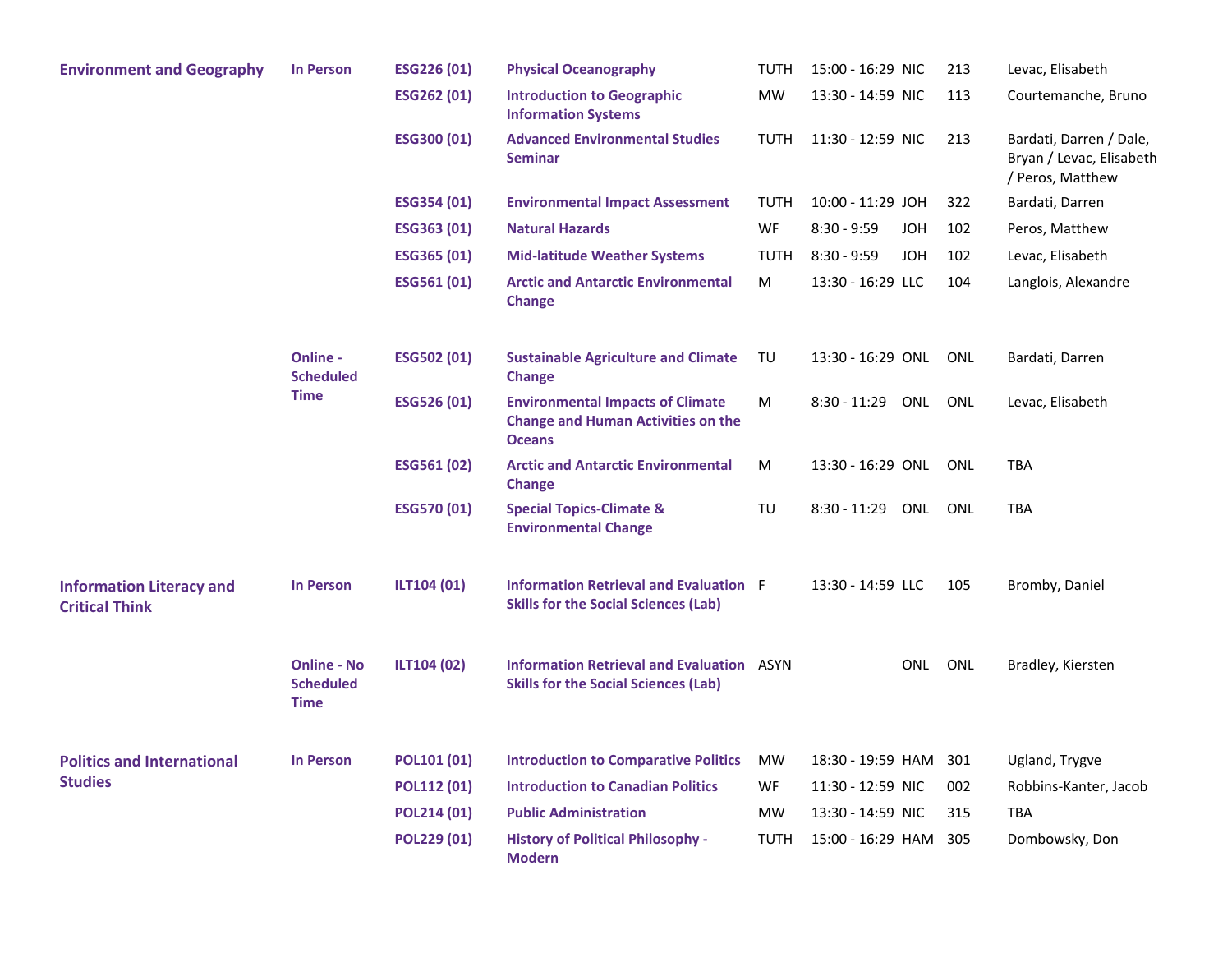| Department | Delivery | Course | Title | Days | Time | Building | Room | Instructor |
|---|---|---|---|---|---|---|---|---|
| **Environment and Geography** | **In Person** | **ESG226 (01)** | **Physical Oceanography** | TUTH | 15:00 - 16:29 | NIC | 213 | Levac, Elisabeth |
| | | **ESG262 (01)** | **Introduction to Geographic Information Systems** | MW | 13:30 - 14:59 | NIC | 113 | Courtemanche, Bruno |
| | | **ESG300 (01)** | **Advanced Environmental Studies Seminar** | TUTH | 11:30 - 12:59 | NIC | 213 | Bardati, Darren / Dale, Bryan / Levac, Elisabeth / Peros, Matthew |
| | | **ESG354 (01)** | **Environmental Impact Assessment** | TUTH | 10:00 - 11:29 | JOH | 322 | Bardati, Darren |
| | | **ESG363 (01)** | **Natural Hazards** | WF | 8:30 - 9:59 | JOH | 102 | Peros, Matthew |
| | | **ESG365 (01)** | **Mid-latitude Weather Systems** | TUTH | 8:30 - 9:59 | JOH | 102 | Levac, Elisabeth |
| | | **ESG561 (01)** | **Arctic and Antarctic Environmental Change** | M | 13:30 - 16:29 | LLC | 104 | Langlois, Alexandre |
| | **Online - Scheduled Time** | **ESG502 (01)** | **Sustainable Agriculture and Climate Change** | TU | 13:30 - 16:29 | ONL | ONL | Bardati, Darren |
| | | **ESG526 (01)** | **Environmental Impacts of Climate Change and Human Activities on the Oceans** | M | 8:30 - 11:29 | ONL | ONL | Levac, Elisabeth |
| | | **ESG561 (02)** | **Arctic and Antarctic Environmental Change** | M | 13:30 - 16:29 | ONL | ONL | TBA |
| | | **ESG570 (01)** | **Special Topics-Climate & Environmental Change** | TU | 8:30 - 11:29 | ONL | ONL | TBA |
| **Information Literacy and Critical Think** | **In Person** | **ILT104 (01)** | **Information Retrieval and Evaluation Skills for the Social Sciences (Lab)** | F | 13:30 - 14:59 | LLC | 105 | Bromby, Daniel |
| | **Online - No Scheduled Time** | **ILT104 (02)** | **Information Retrieval and Evaluation Skills for the Social Sciences (Lab)** | ASYN | | ONL | ONL | Bradley, Kiersten |
| **Politics and International Studies** | **In Person** | **POL101 (01)** | **Introduction to Comparative Politics** | MW | 18:30 - 19:59 | HAM | 301 | Ugland, Trygve |
| | | **POL112 (01)** | **Introduction to Canadian Politics** | WF | 11:30 - 12:59 | NIC | 002 | Robbins-Kanter, Jacob |
| | | **POL214 (01)** | **Public Administration** | MW | 13:30 - 14:59 | NIC | 315 | TBA |
| | | **POL229 (01)** | **History of Political Philosophy - Modern** | TUTH | 15:00 - 16:29 | HAM | 305 | Dombowsky, Don |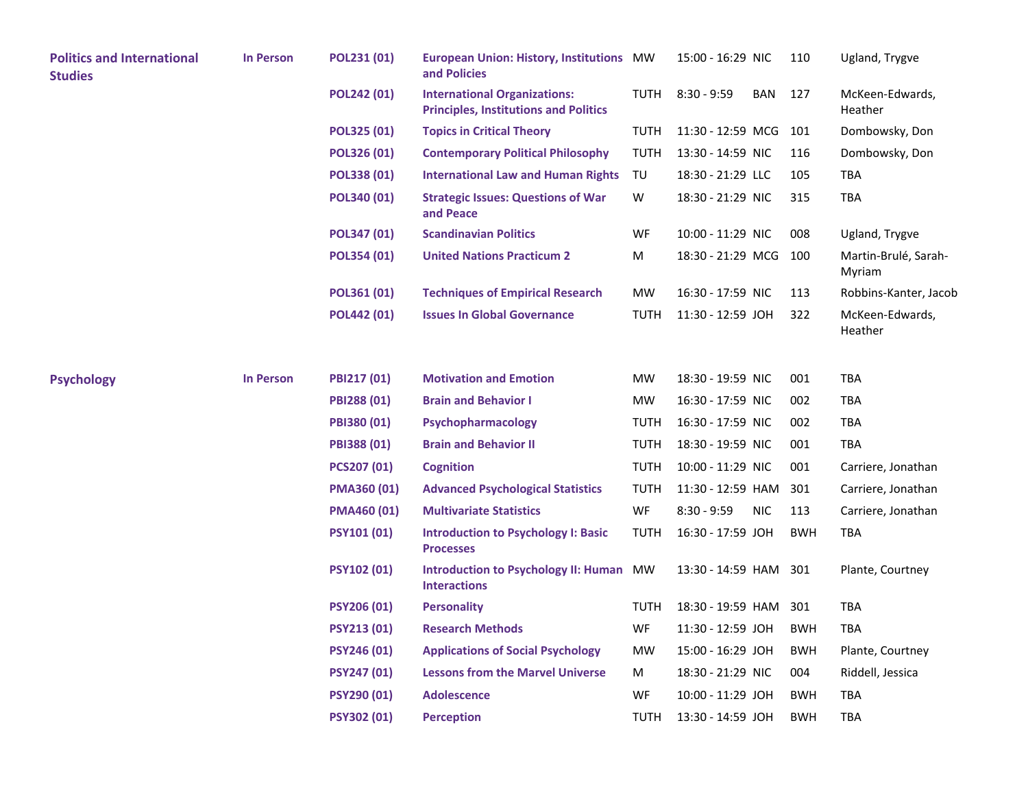| | | | | | | | | |
|---|---|---|---|---|---|---|---|---|
| **Politics and International Studies** | **In Person** | **POL231 (01)** | **European Union: History, Institutions and Policies** | MW | 15:00 - 16:29 | NIC | 110 | Ugland, Trygve |
| | | **POL242 (01)** | **International Organizations: Principles, Institutions and Politics** | TUTH | 8:30 - 9:59 | BAN | 127 | McKeen-Edwards, Heather |
| | | **POL325 (01)** | **Topics in Critical Theory** | TUTH | 11:30 - 12:59 | MCG | 101 | Dombowsky, Don |
| | | **POL326 (01)** | **Contemporary Political Philosophy** | TUTH | 13:30 - 14:59 | NIC | 116 | Dombowsky, Don |
| | | **POL338 (01)** | **International Law and Human Rights** | TU | 18:30 - 21:29 | LLC | 105 | TBA |
| | | **POL340 (01)** | **Strategic Issues: Questions of War and Peace** | W | 18:30 - 21:29 | NIC | 315 | TBA |
| | | **POL347 (01)** | **Scandinavian Politics** | WF | 10:00 - 11:29 | NIC | 008 | Ugland, Trygve |
| | | **POL354 (01)** | **United Nations Practicum 2** | M | 18:30 - 21:29 | MCG | 100 | Martin-Brulé, Sarah-Myriam |
| | | **POL361 (01)** | **Techniques of Empirical Research** | MW | 16:30 - 17:59 | NIC | 113 | Robbins-Kanter, Jacob |
| | | **POL442 (01)** | **Issues In Global Governance** | TUTH | 11:30 - 12:59 | JOH | 322 | McKeen-Edwards, Heather |
| **Psychology** | **In Person** | **PBI217 (01)** | **Motivation and Emotion** | MW | 18:30 - 19:59 | NIC | 001 | TBA |
| | | **PBI288 (01)** | **Brain and Behavior I** | MW | 16:30 - 17:59 | NIC | 002 | TBA |
| | | **PBI380 (01)** | **Psychopharmacology** | TUTH | 16:30 - 17:59 | NIC | 002 | TBA |
| | | **PBI388 (01)** | **Brain and Behavior II** | TUTH | 18:30 - 19:59 | NIC | 001 | TBA |
| | | **PCS207 (01)** | **Cognition** | TUTH | 10:00 - 11:29 | NIC | 001 | Carriere, Jonathan |
| | | **PMA360 (01)** | **Advanced Psychological Statistics** | TUTH | 11:30 - 12:59 | HAM | 301 | Carriere, Jonathan |
| | | **PMA460 (01)** | **Multivariate Statistics** | WF | 8:30 - 9:59 | NIC | 113 | Carriere, Jonathan |
| | | **PSY101 (01)** | **Introduction to Psychology I: Basic Processes** | TUTH | 16:30 - 17:59 | JOH | BWH | TBA |
| | | **PSY102 (01)** | **Introduction to Psychology II: Human Interactions** | MW | 13:30 - 14:59 | HAM | 301 | Plante, Courtney |
| | | **PSY206 (01)** | **Personality** | TUTH | 18:30 - 19:59 | HAM | 301 | TBA |
| | | **PSY213 (01)** | **Research Methods** | WF | 11:30 - 12:59 | JOH | BWH | TBA |
| | | **PSY246 (01)** | **Applications of Social Psychology** | MW | 15:00 - 16:29 | JOH | BWH | Plante, Courtney |
| | | **PSY247 (01)** | **Lessons from the Marvel Universe** | M | 18:30 - 21:29 | NIC | 004 | Riddell, Jessica |
| | | **PSY290 (01)** | **Adolescence** | WF | 10:00 - 11:29 | JOH | BWH | TBA |
| | | **PSY302 (01)** | **Perception** | TUTH | 13:30 - 14:59 | JOH | BWH | TBA |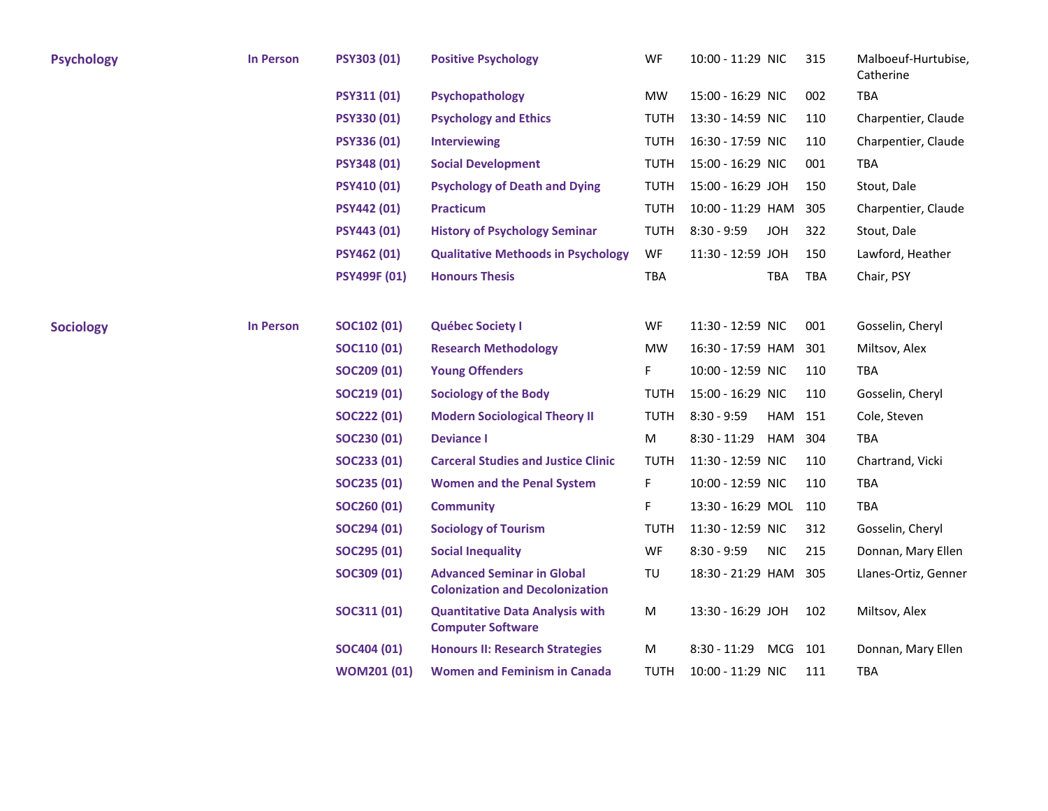| | | | | | | | | |
|---|---|---|---|---|---|---|---|---|
| **Psychology** | **In Person** | **PSY303 (01)** | **Positive Psychology** | WF | 10:00 - 11:29 | NIC | 315 | Malboeuf-Hurtubise, Catherine |
| | | **PSY311 (01)** | **Psychopathology** | MW | 15:00 - 16:29 | NIC | 002 | TBA |
| | | **PSY330 (01)** | **Psychology and Ethics** | TUTH | 13:30 - 14:59 | NIC | 110 | Charpentier, Claude |
| | | **PSY336 (01)** | **Interviewing** | TUTH | 16:30 - 17:59 | NIC | 110 | Charpentier, Claude |
| | | **PSY348 (01)** | **Social Development** | TUTH | 15:00 - 16:29 | NIC | 001 | TBA |
| | | **PSY410 (01)** | **Psychology of Death and Dying** | TUTH | 15:00 - 16:29 | JOH | 150 | Stout, Dale |
| | | **PSY442 (01)** | **Practicum** | TUTH | 10:00 - 11:29 | HAM | 305 | Charpentier, Claude |
| | | **PSY443 (01)** | **History of Psychology Seminar** | TUTH | 8:30 - 9:59 | JOH | 322 | Stout, Dale |
| | | **PSY462 (01)** | **Qualitative Methoods in Psychology** | WF | 11:30 - 12:59 | JOH | 150 | Lawford, Heather |
| | | **PSY499F (01)** | **Honours Thesis** | TBA | | TBA | TBA | Chair, PSY |
| **Sociology** | **In Person** | **SOC102 (01)** | **Québec Society I** | WF | 11:30 - 12:59 | NIC | 001 | Gosselin, Cheryl |
| | | **SOC110 (01)** | **Research Methodology** | MW | 16:30 - 17:59 | HAM | 301 | Miltsov, Alex |
| | | **SOC209 (01)** | **Young Offenders** | F | 10:00 - 12:59 | NIC | 110 | TBA |
| | | **SOC219 (01)** | **Sociology of the Body** | TUTH | 15:00 - 16:29 | NIC | 110 | Gosselin, Cheryl |
| | | **SOC222 (01)** | **Modern Sociological Theory II** | TUTH | 8:30 - 9:59 | HAM | 151 | Cole, Steven |
| | | **SOC230 (01)** | **Deviance I** | M | 8:30 - 11:29 | HAM | 304 | TBA |
| | | **SOC233 (01)** | **Carceral Studies and Justice Clinic** | TUTH | 11:30 - 12:59 | NIC | 110 | Chartrand, Vicki |
| | | **SOC235 (01)** | **Women and the Penal System** | F | 10:00 - 12:59 | NIC | 110 | TBA |
| | | **SOC260 (01)** | **Community** | F | 13:30 - 16:29 | MOL | 110 | TBA |
| | | **SOC294 (01)** | **Sociology of Tourism** | TUTH | 11:30 - 12:59 | NIC | 312 | Gosselin, Cheryl |
| | | **SOC295 (01)** | **Social Inequality** | WF | 8:30 - 9:59 | NIC | 215 | Donnan, Mary Ellen |
| | | **SOC309 (01)** | **Advanced Seminar in Global Colonization and Decolonization** | TU | 18:30 - 21:29 | HAM | 305 | Llanes-Ortiz, Genner |
| | | **SOC311 (01)** | **Quantitative Data Analysis with Computer Software** | M | 13:30 - 16:29 | JOH | 102 | Miltsov, Alex |
| | | **SOC404 (01)** | **Honours II: Research Strategies** | M | 8:30 - 11:29 | MCG | 101 | Donnan, Mary Ellen |
| | | **WOM201 (01)** | **Women and Feminism in Canada** | TUTH | 10:00 - 11:29 | NIC | 111 | TBA |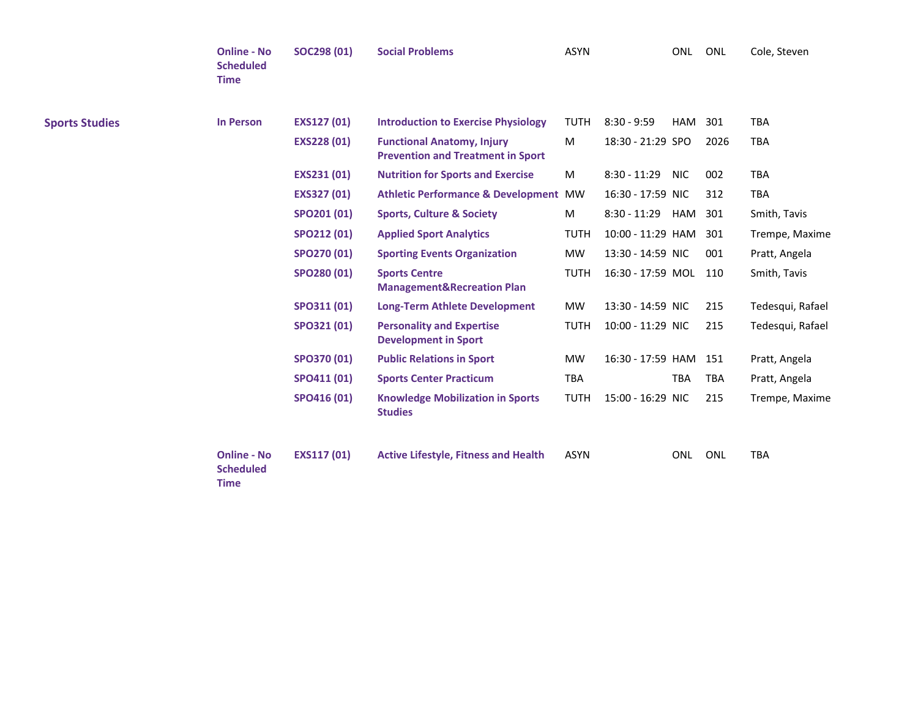| | | | | | | | | |
|---|---|---|---|---|---|---|---|---|
| | **Online - No Scheduled Time** | **SOC298 (01)** | **Social Problems** | ASYN | | ONL | ONL | Cole, Steven |
| **Sports Studies** | **In Person** | **EXS127 (01)** | **Introduction to Exercise Physiology** | TUTH | 8:30 - 9:59 | HAM | 301 | TBA |
| | | **EXS228 (01)** | **Functional Anatomy, Injury Prevention and Treatment in Sport** | M | 18:30 - 21:29 | SPO | 2026 | TBA |
| | | **EXS231 (01)** | **Nutrition for Sports and Exercise** | M | 8:30 - 11:29 | NIC | 002 | TBA |
| | | **EXS327 (01)** | **Athletic Performance & Development** | MW | 16:30 - 17:59 | NIC | 312 | TBA |
| | | **SPO201 (01)** | **Sports, Culture & Society** | M | 8:30 - 11:29 | HAM | 301 | Smith, Tavis |
| | | **SPO212 (01)** | **Applied Sport Analytics** | TUTH | 10:00 - 11:29 | HAM | 301 | Trempe, Maxime |
| | | **SPO270 (01)** | **Sporting Events Organization** | MW | 13:30 - 14:59 | NIC | 001 | Pratt, Angela |
| | | **SPO280 (01)** | **Sports Centre Management&Recreation Plan** | TUTH | 16:30 - 17:59 | MOL | 110 | Smith, Tavis |
| | | **SPO311 (01)** | **Long-Term Athlete Development** | MW | 13:30 - 14:59 | NIC | 215 | Tedesqui, Rafael |
| | | **SPO321 (01)** | **Personality and Expertise Development in Sport** | TUTH | 10:00 - 11:29 | NIC | 215 | Tedesqui, Rafael |
| | | **SPO370 (01)** | **Public Relations in Sport** | MW | 16:30 - 17:59 | HAM | 151 | Pratt, Angela |
| | | **SPO411 (01)** | **Sports Center Practicum** | TBA | | TBA | TBA | Pratt, Angela |
| | | **SPO416 (01)** | **Knowledge Mobilization in Sports Studies** | TUTH | 15:00 - 16:29 | NIC | 215 | Trempe, Maxime |
| | **Online - No Scheduled Time** | **EXS117 (01)** | **Active Lifestyle, Fitness and Health** | ASYN | | ONL | ONL | TBA |